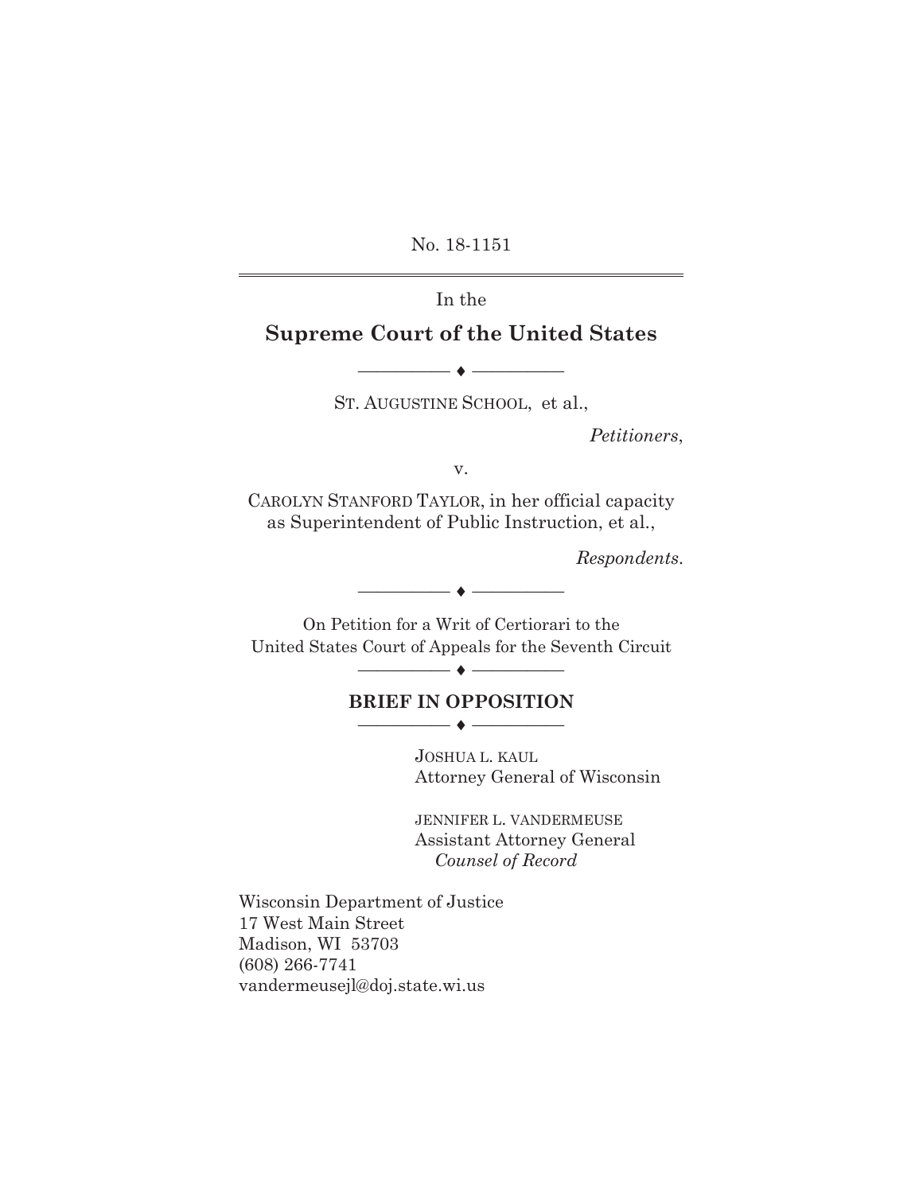No. 18-1151

In the

**Supreme Court of the United States**

---

ST. AUGUSTINE SCHOOL, et al.,

*Petitioners*,

v.

CAROLYN STANFORD TAYLOR, in her official capacity as Superintendent of Public Instruction, et al.,

*Respondents*.

---

On Petition for a Writ of Certiorari to the United States Court of Appeals for the Seventh Circuit

---

**BRIEF IN OPPOSITION**

---

JOSHUA L. KAUL
Attorney General of Wisconsin

JENNIFER L. VANDERMEUSE
Assistant Attorney General
*Counsel of Record*

Wisconsin Department of Justice
17 West Main Street
Madison, WI 53703
(608) 266-7741
vandermeusejl@doj.state.wi.us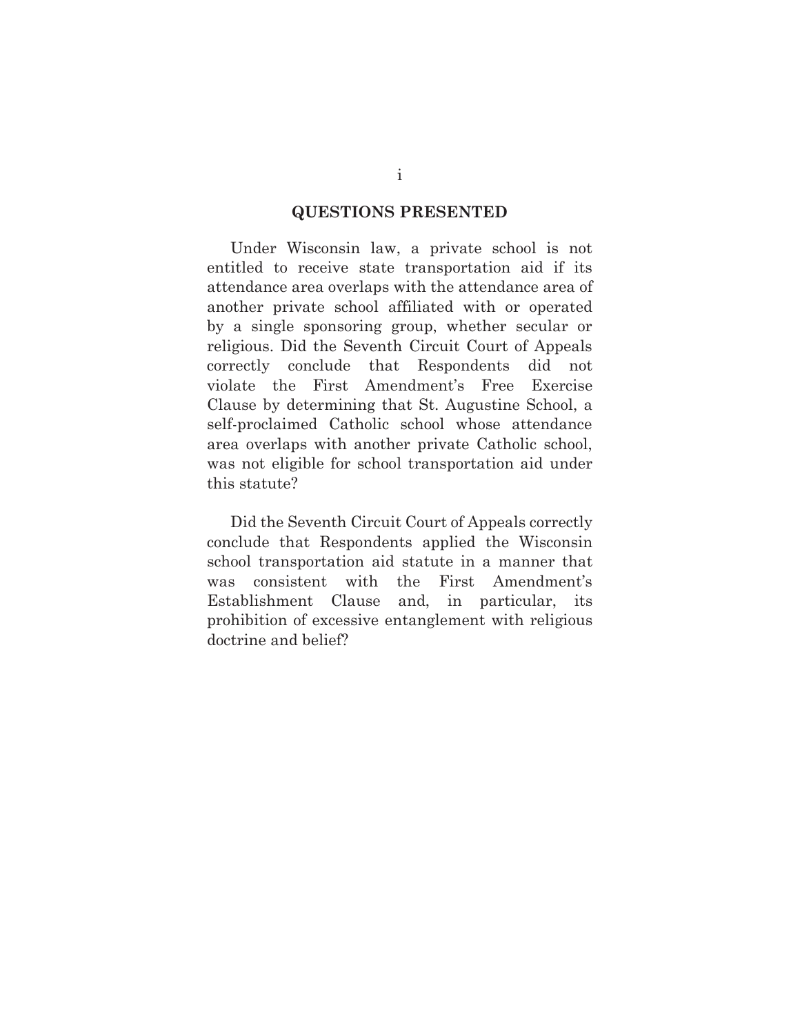## QUESTIONS PRESENTED

Under Wisconsin law, a private school is not entitled to receive state transportation aid if its attendance area overlaps with the attendance area of another private school affiliated with or operated by a single sponsoring group, whether secular or religious. Did the Seventh Circuit Court of Appeals correctly conclude that Respondents did not violate the First Amendment's Free Exercise Clause by determining that St. Augustine School, a self-proclaimed Catholic school whose attendance area overlaps with another private Catholic school, was not eligible for school transportation aid under this statute?

Did the Seventh Circuit Court of Appeals correctly conclude that Respondents applied the Wisconsin school transportation aid statute in a manner that was consistent with the First Amendment's Establishment Clause and, in particular, its prohibition of excessive entanglement with religious doctrine and belief?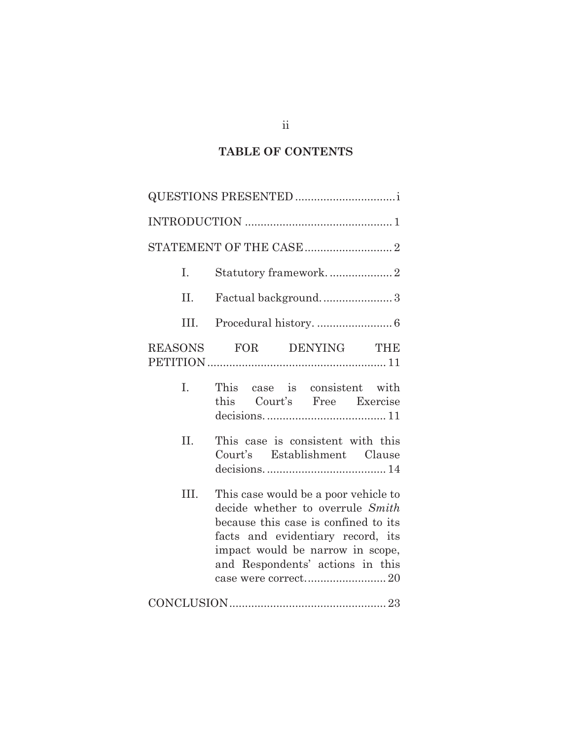## TABLE OF CONTENTS

QUESTIONS PRESENTED ................................ i

INTRODUCTION ............................................... 1

STATEMENT OF THE CASE ............................ 2

- I. Statutory framework. .................... 2
- II. Factual background. ...................... 3
- III. Procedural history. ........................ 6

REASONS FOR DENYING THE PETITION ........................................................ 11

- I. This case is consistent with this Court's Free Exercise decisions. ...................................... 11
- II. This case is consistent with this Court's Establishment Clause decisions. ...................................... 14
- III. This case would be a poor vehicle to decide whether to overrule *Smith* because this case is confined to its facts and evidentiary record, its impact would be narrow in scope, and Respondents' actions in this case were correct. ......................... 20

CONCLUSION .................................................. 23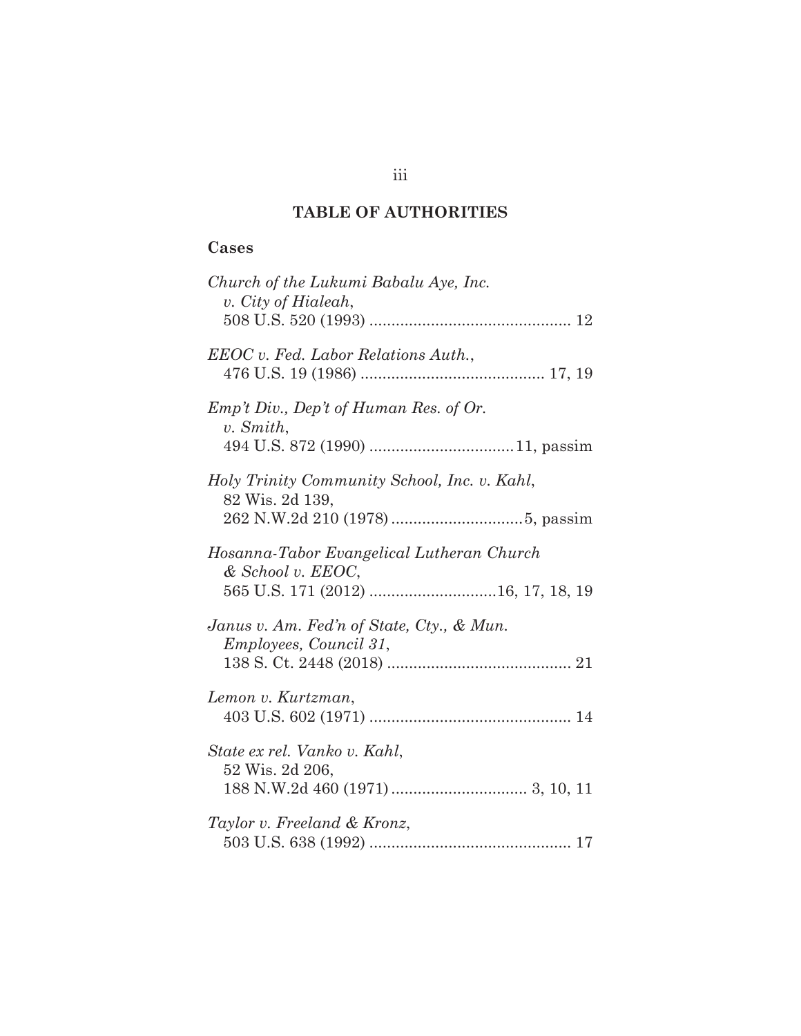## TABLE OF AUTHORITIES

### Cases

*Church of the Lukumi Babalu Aye, Inc. v. City of Hialeah*, 508 U.S. 520 (1993) .............................................. 12

*EEOC v. Fed. Labor Relations Auth.*, 476 U.S. 19 (1986) .......................................... 17, 19

*Emp't Div., Dep't of Human Res. of Or. v. Smith*, 494 U.S. 872 (1990) ................................11, passim

*Holy Trinity Community School, Inc. v. Kahl*, 82 Wis. 2d 139, 262 N.W.2d 210 (1978) ..............................5, passim

*Hosanna-Tabor Evangelical Lutheran Church & School v. EEOC*, 565 U.S. 171 (2012) ............................16, 17, 18, 19

*Janus v. Am. Fed'n of State, Cty., & Mun. Employees, Council 31*, 138 S. Ct. 2448 (2018) .......................................... 21

*Lemon v. Kurtzman*, 403 U.S. 602 (1971) .............................................. 14

*State ex rel. Vanko v. Kahl*, 52 Wis. 2d 206, 188 N.W.2d 460 (1971) ............................... 3, 10, 11

*Taylor v. Freeland & Kronz*, 503 U.S. 638 (1992) .............................................. 17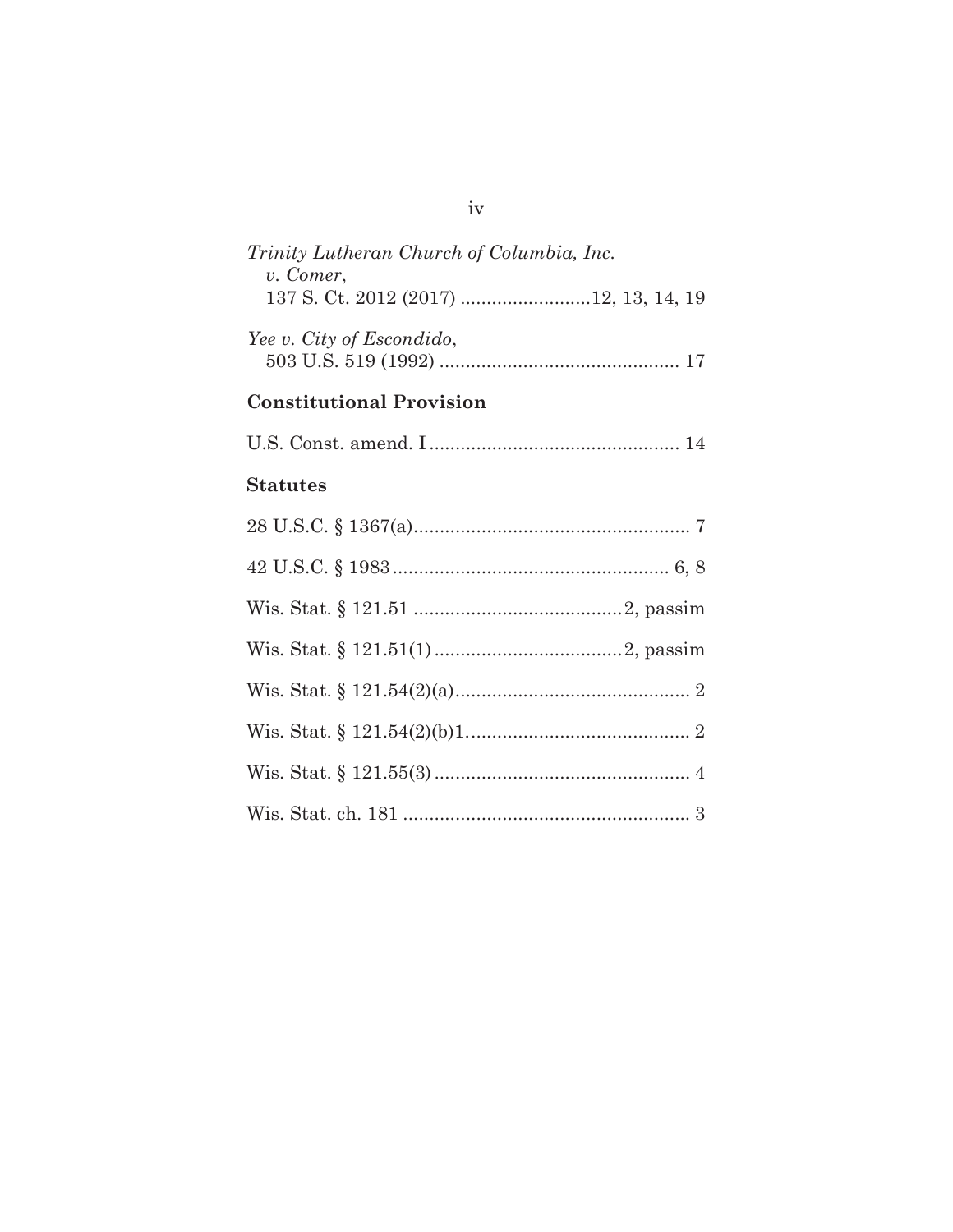*Trinity Lutheran Church of Columbia, Inc. v. Comer*,
137 S. Ct. 2012 (2017) .........................12, 13, 14, 19

*Yee v. City of Escondido*,
503 U.S. 519 (1992) ............................................. 17

**Constitutional Provision**

U.S. Const. amend. I ................................................ 14

**Statutes**

28 U.S.C. § 1367(a)..................................................... 7

42 U.S.C. § 1983 ..................................................... 6, 8

Wis. Stat. § 121.51 ........................................2, passim

Wis. Stat. § 121.51(1) ....................................2, passim

Wis. Stat. § 121.54(2)(a)............................................. 2

Wis. Stat. § 121.54(2)(b)1........................................... 2

Wis. Stat. § 121.55(3) ................................................. 4

Wis. Stat. ch. 181 ....................................................... 3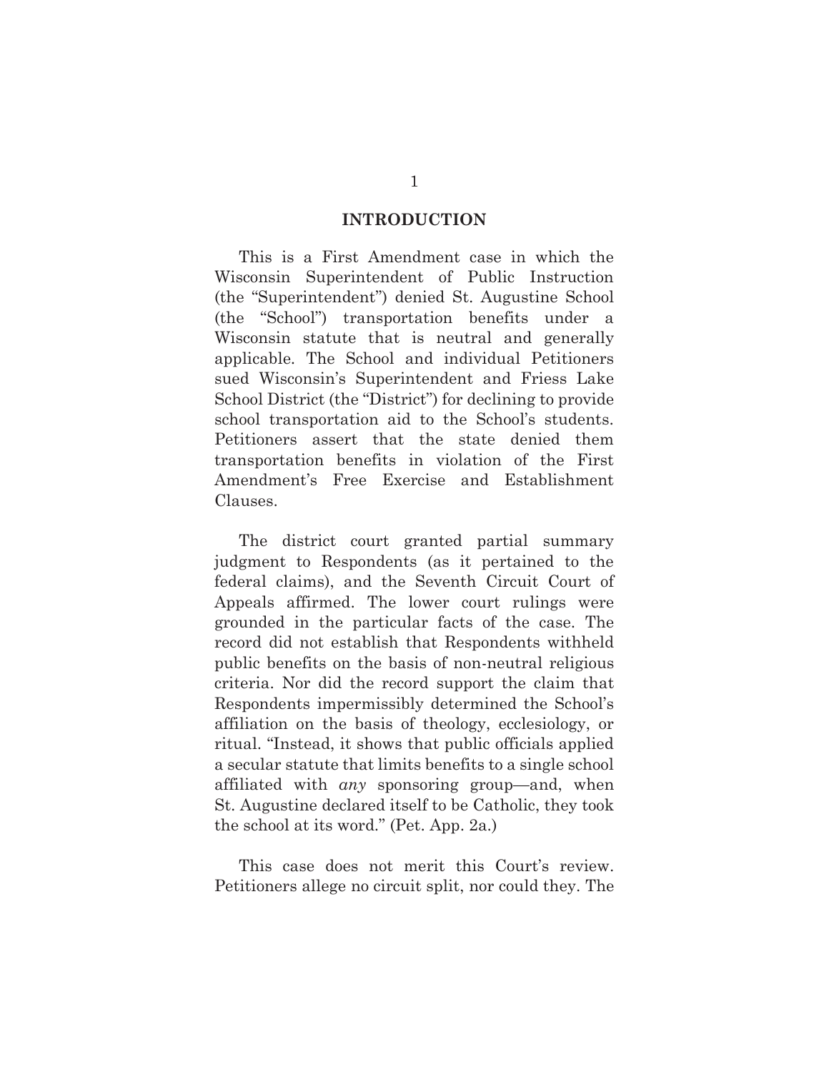## INTRODUCTION

This is a First Amendment case in which the Wisconsin Superintendent of Public Instruction (the "Superintendent") denied St. Augustine School (the "School") transportation benefits under a Wisconsin statute that is neutral and generally applicable. The School and individual Petitioners sued Wisconsin's Superintendent and Friess Lake School District (the "District") for declining to provide school transportation aid to the School's students. Petitioners assert that the state denied them transportation benefits in violation of the First Amendment's Free Exercise and Establishment Clauses.

The district court granted partial summary judgment to Respondents (as it pertained to the federal claims), and the Seventh Circuit Court of Appeals affirmed. The lower court rulings were grounded in the particular facts of the case. The record did not establish that Respondents withheld public benefits on the basis of non-neutral religious criteria. Nor did the record support the claim that Respondents impermissibly determined the School's affiliation on the basis of theology, ecclesiology, or ritual. "Instead, it shows that public officials applied a secular statute that limits benefits to a single school affiliated with *any* sponsoring group—and, when St. Augustine declared itself to be Catholic, they took the school at its word." (Pet. App. 2a.)

This case does not merit this Court's review. Petitioners allege no circuit split, nor could they. The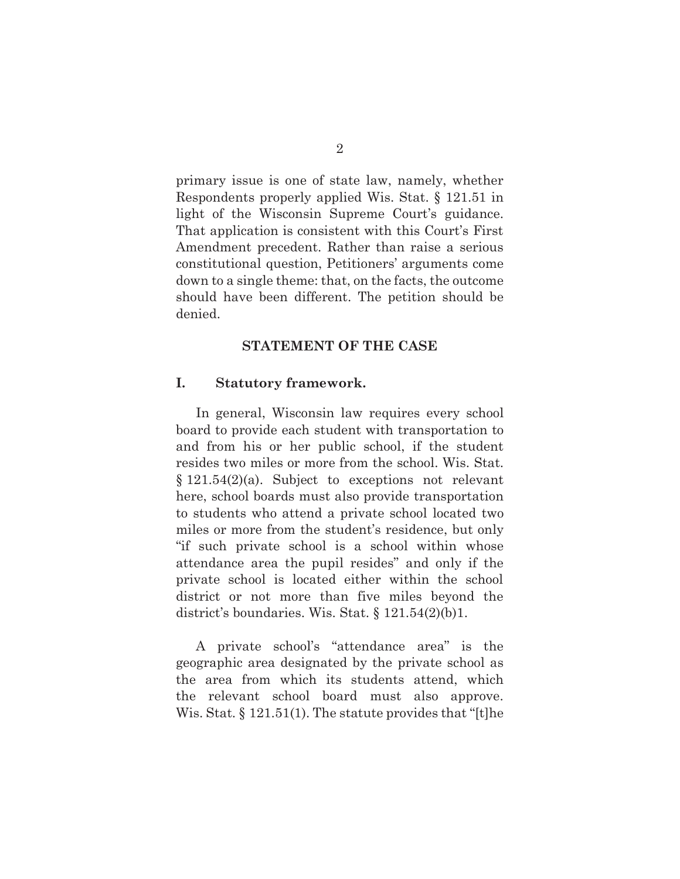primary issue is one of state law, namely, whether Respondents properly applied Wis. Stat. § 121.51 in light of the Wisconsin Supreme Court's guidance. That application is consistent with this Court's First Amendment precedent. Rather than raise a serious constitutional question, Petitioners' arguments come down to a single theme: that, on the facts, the outcome should have been different. The petition should be denied.

## STATEMENT OF THE CASE

### I. Statutory framework.

In general, Wisconsin law requires every school board to provide each student with transportation to and from his or her public school, if the student resides two miles or more from the school. Wis. Stat. § 121.54(2)(a). Subject to exceptions not relevant here, school boards must also provide transportation to students who attend a private school located two miles or more from the student's residence, but only "if such private school is a school within whose attendance area the pupil resides" and only if the private school is located either within the school district or not more than five miles beyond the district's boundaries. Wis. Stat. § 121.54(2)(b)1.

A private school's "attendance area" is the geographic area designated by the private school as the area from which its students attend, which the relevant school board must also approve. Wis. Stat. § 121.51(1). The statute provides that "[t]he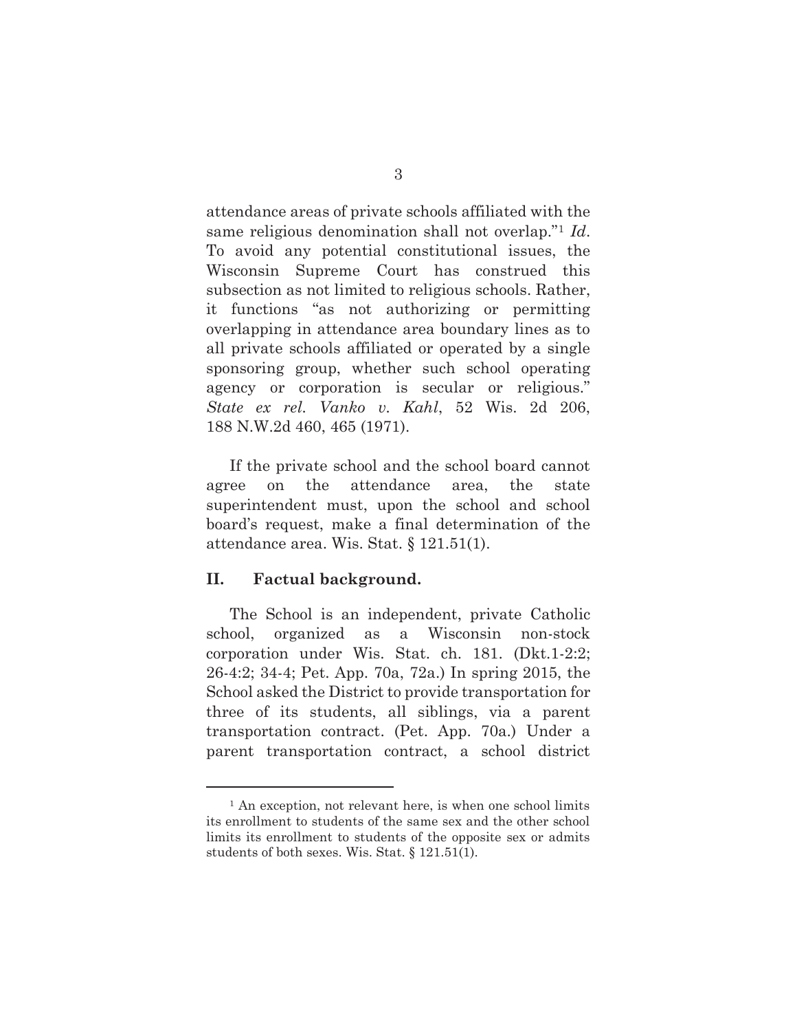attendance areas of private schools affiliated with the same religious denomination shall not overlap."[1] *Id*. To avoid any potential constitutional issues, the Wisconsin Supreme Court has construed this subsection as not limited to religious schools. Rather, it functions "as not authorizing or permitting overlapping in attendance area boundary lines as to all private schools affiliated or operated by a single sponsoring group, whether such school operating agency or corporation is secular or religious." *State ex rel. Vanko v. Kahl*, 52 Wis. 2d 206, 188 N.W.2d 460, 465 (1971).

If the private school and the school board cannot agree on the attendance area, the state superintendent must, upon the school and school board's request, make a final determination of the attendance area. Wis. Stat. § 121.51(1).

## II. Factual background.

The School is an independent, private Catholic school, organized as a Wisconsin non-stock corporation under Wis. Stat. ch. 181. (Dkt.1-2:2; 26-4:2; 34-4; Pet. App. 70a, 72a.) In spring 2015, the School asked the District to provide transportation for three of its students, all siblings, via a parent transportation contract. (Pet. App. 70a.) Under a parent transportation contract, a school district

---

[1] An exception, not relevant here, is when one school limits its enrollment to students of the same sex and the other school limits its enrollment to students of the opposite sex or admits students of both sexes. Wis. Stat. § 121.51(1).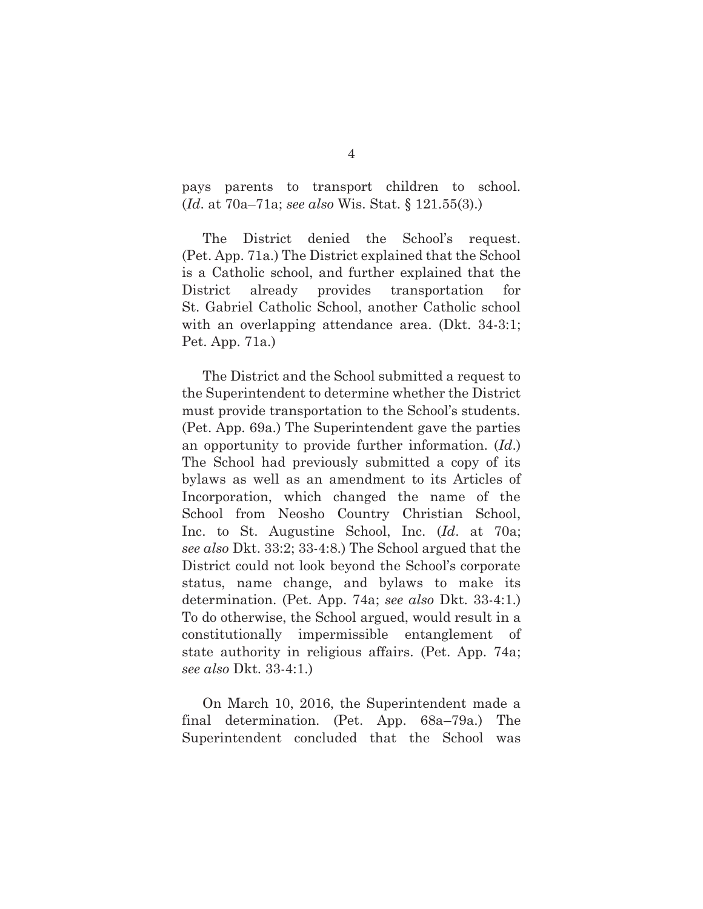pays parents to transport children to school. (*Id*. at 70a–71a; *see also* Wis. Stat. § 121.55(3).)

The District denied the School's request. (Pet. App. 71a.) The District explained that the School is a Catholic school, and further explained that the District already provides transportation for St. Gabriel Catholic School, another Catholic school with an overlapping attendance area. (Dkt. 34-3:1; Pet. App. 71a.)

The District and the School submitted a request to the Superintendent to determine whether the District must provide transportation to the School's students. (Pet. App. 69a.) The Superintendent gave the parties an opportunity to provide further information. (*Id*.) The School had previously submitted a copy of its bylaws as well as an amendment to its Articles of Incorporation, which changed the name of the School from Neosho Country Christian School, Inc. to St. Augustine School, Inc. (*Id*. at 70a; *see also* Dkt. 33:2; 33-4:8.) The School argued that the District could not look beyond the School's corporate status, name change, and bylaws to make its determination. (Pet. App. 74a; *see also* Dkt. 33-4:1.) To do otherwise, the School argued, would result in a constitutionally impermissible entanglement of state authority in religious affairs. (Pet. App. 74a; *see also* Dkt. 33-4:1.)

On March 10, 2016, the Superintendent made a final determination. (Pet. App. 68a–79a.) The Superintendent concluded that the School was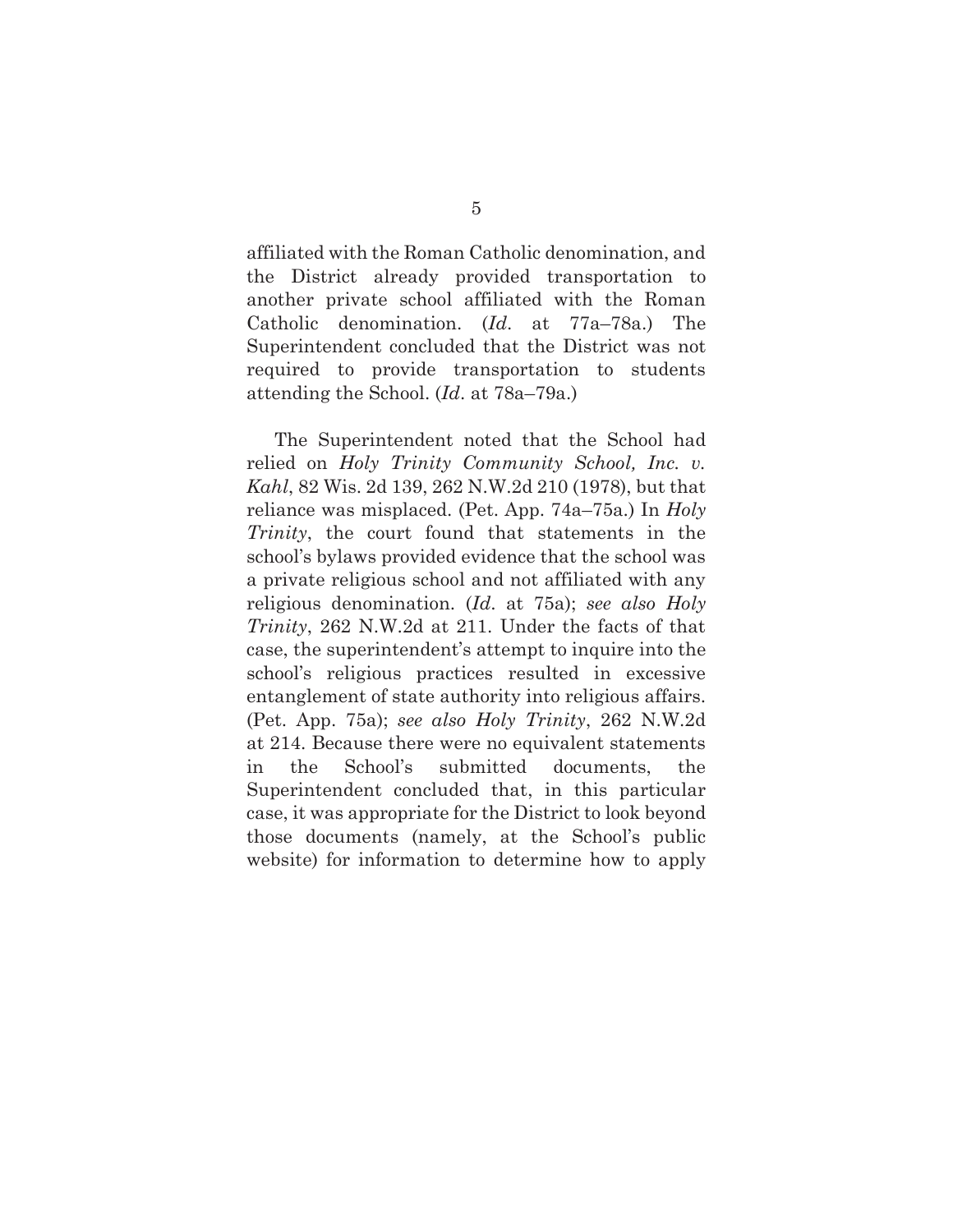affiliated with the Roman Catholic denomination, and the District already provided transportation to another private school affiliated with the Roman Catholic denomination. (*Id*. at 77a–78a.) The Superintendent concluded that the District was not required to provide transportation to students attending the School. (*Id*. at 78a–79a.)

The Superintendent noted that the School had relied on *Holy Trinity Community School, Inc. v. Kahl*, 82 Wis. 2d 139, 262 N.W.2d 210 (1978), but that reliance was misplaced. (Pet. App. 74a–75a.) In *Holy Trinity*, the court found that statements in the school's bylaws provided evidence that the school was a private religious school and not affiliated with any religious denomination. (*Id*. at 75a); *see also Holy Trinity*, 262 N.W.2d at 211. Under the facts of that case, the superintendent's attempt to inquire into the school's religious practices resulted in excessive entanglement of state authority into religious affairs. (Pet. App. 75a); *see also Holy Trinity*, 262 N.W.2d at 214. Because there were no equivalent statements in the School's submitted documents, the Superintendent concluded that, in this particular case, it was appropriate for the District to look beyond those documents (namely, at the School's public website) for information to determine how to apply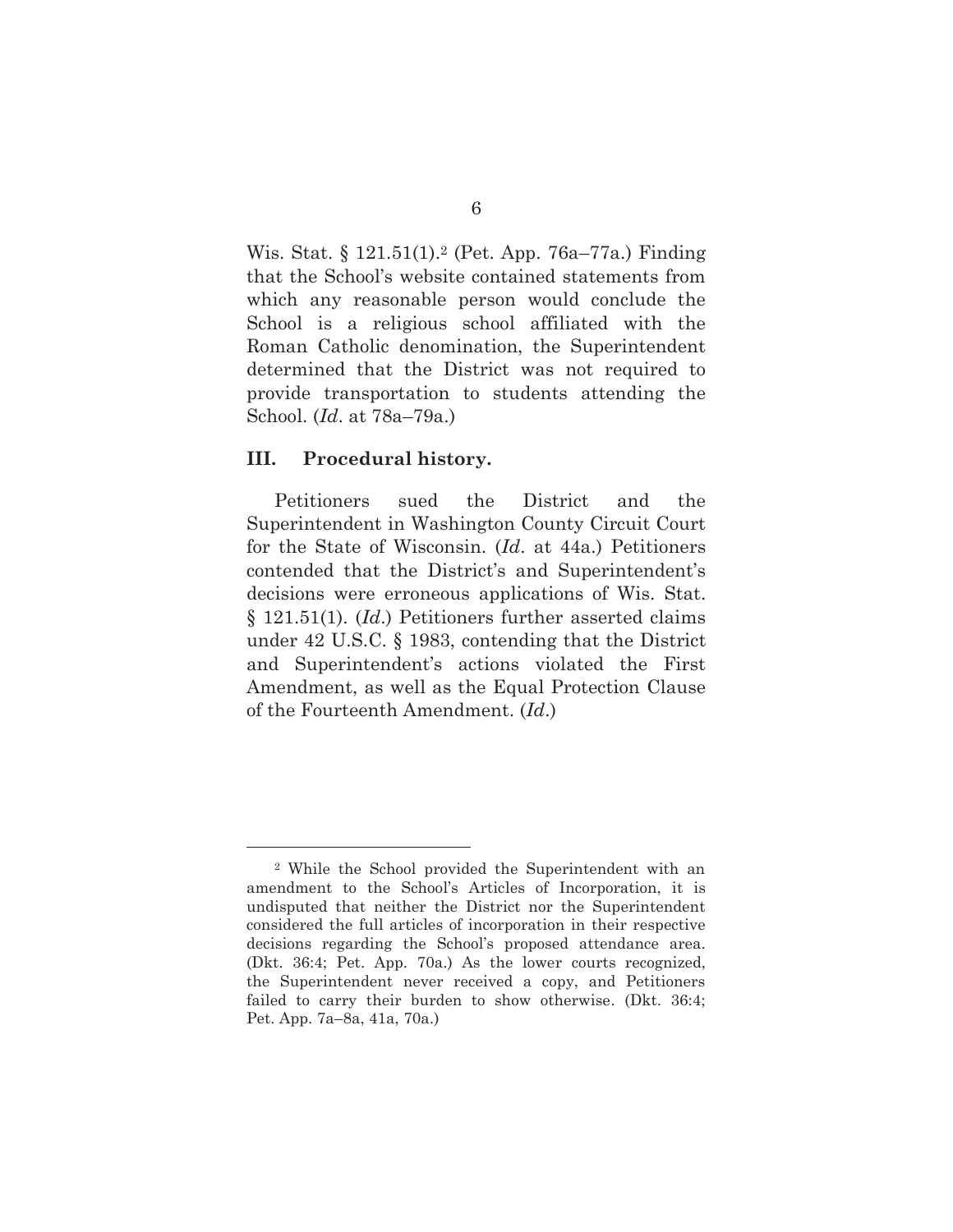Wis. Stat. § 121.51(1).[2] (Pet. App. 76a–77a.) Finding that the School's website contained statements from which any reasonable person would conclude the School is a religious school affiliated with the Roman Catholic denomination, the Superintendent determined that the District was not required to provide transportation to students attending the School. (*Id*. at 78a–79a.)

## III. Procedural history.

Petitioners sued the District and the Superintendent in Washington County Circuit Court for the State of Wisconsin. (*Id*. at 44a.) Petitioners contended that the District's and Superintendent's decisions were erroneous applications of Wis. Stat. § 121.51(1). (*Id*.) Petitioners further asserted claims under 42 U.S.C. § 1983, contending that the District and Superintendent's actions violated the First Amendment, as well as the Equal Protection Clause of the Fourteenth Amendment. (*Id*.)

---

[2] While the School provided the Superintendent with an amendment to the School's Articles of Incorporation, it is undisputed that neither the District nor the Superintendent considered the full articles of incorporation in their respective decisions regarding the School's proposed attendance area. (Dkt. 36:4; Pet. App. 70a.) As the lower courts recognized, the Superintendent never received a copy, and Petitioners failed to carry their burden to show otherwise. (Dkt. 36:4; Pet. App. 7a–8a, 41a, 70a.)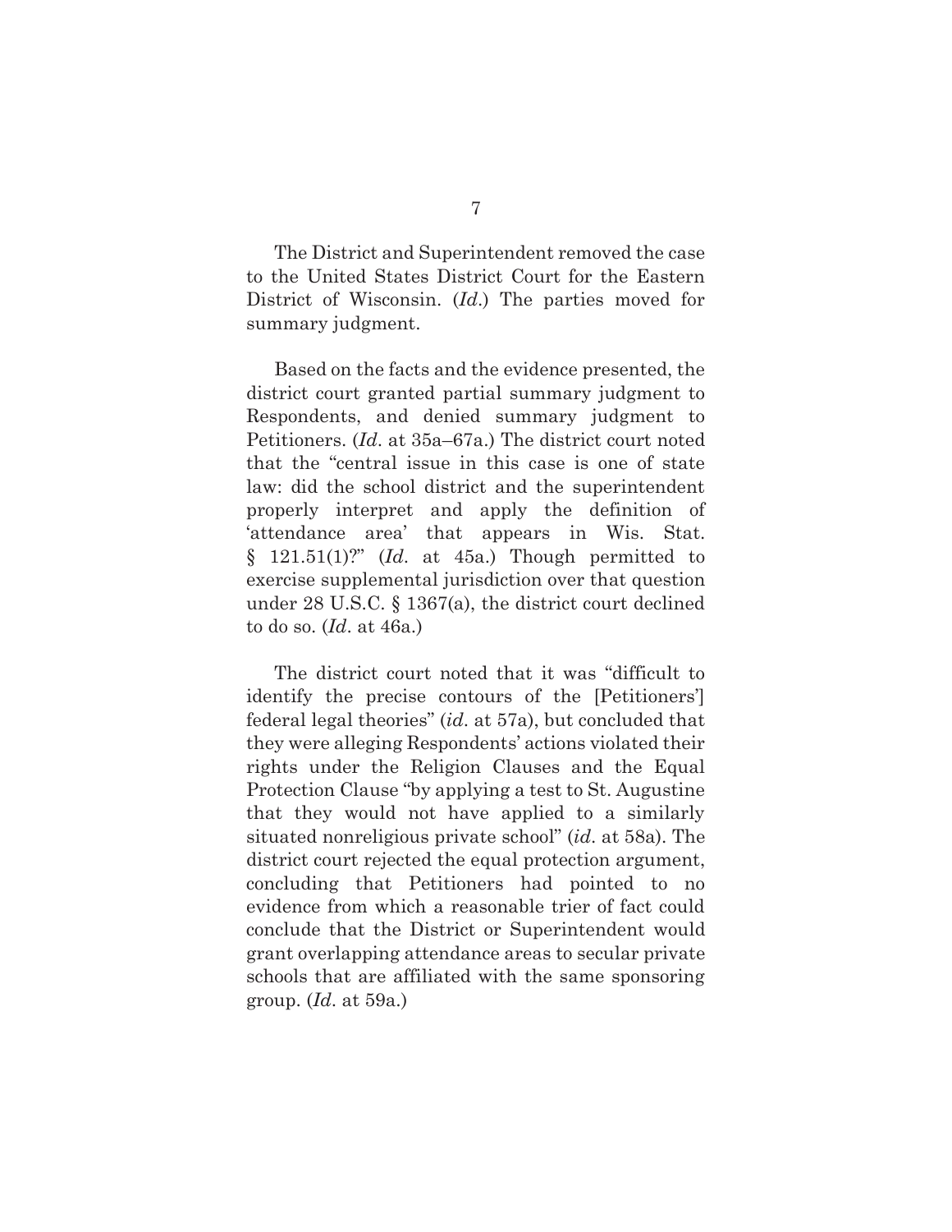The District and Superintendent removed the case to the United States District Court for the Eastern District of Wisconsin. (*Id*.) The parties moved for summary judgment.

Based on the facts and the evidence presented, the district court granted partial summary judgment to Respondents, and denied summary judgment to Petitioners. (*Id*. at 35a–67a.) The district court noted that the "central issue in this case is one of state law: did the school district and the superintendent properly interpret and apply the definition of 'attendance area' that appears in Wis. Stat. § 121.51(1)?" (*Id*. at 45a.) Though permitted to exercise supplemental jurisdiction over that question under 28 U.S.C. § 1367(a), the district court declined to do so. (*Id*. at 46a.)

The district court noted that it was "difficult to identify the precise contours of the [Petitioners'] federal legal theories" (*id*. at 57a), but concluded that they were alleging Respondents' actions violated their rights under the Religion Clauses and the Equal Protection Clause "by applying a test to St. Augustine that they would not have applied to a similarly situated nonreligious private school" (*id*. at 58a). The district court rejected the equal protection argument, concluding that Petitioners had pointed to no evidence from which a reasonable trier of fact could conclude that the District or Superintendent would grant overlapping attendance areas to secular private schools that are affiliated with the same sponsoring group. (*Id*. at 59a.)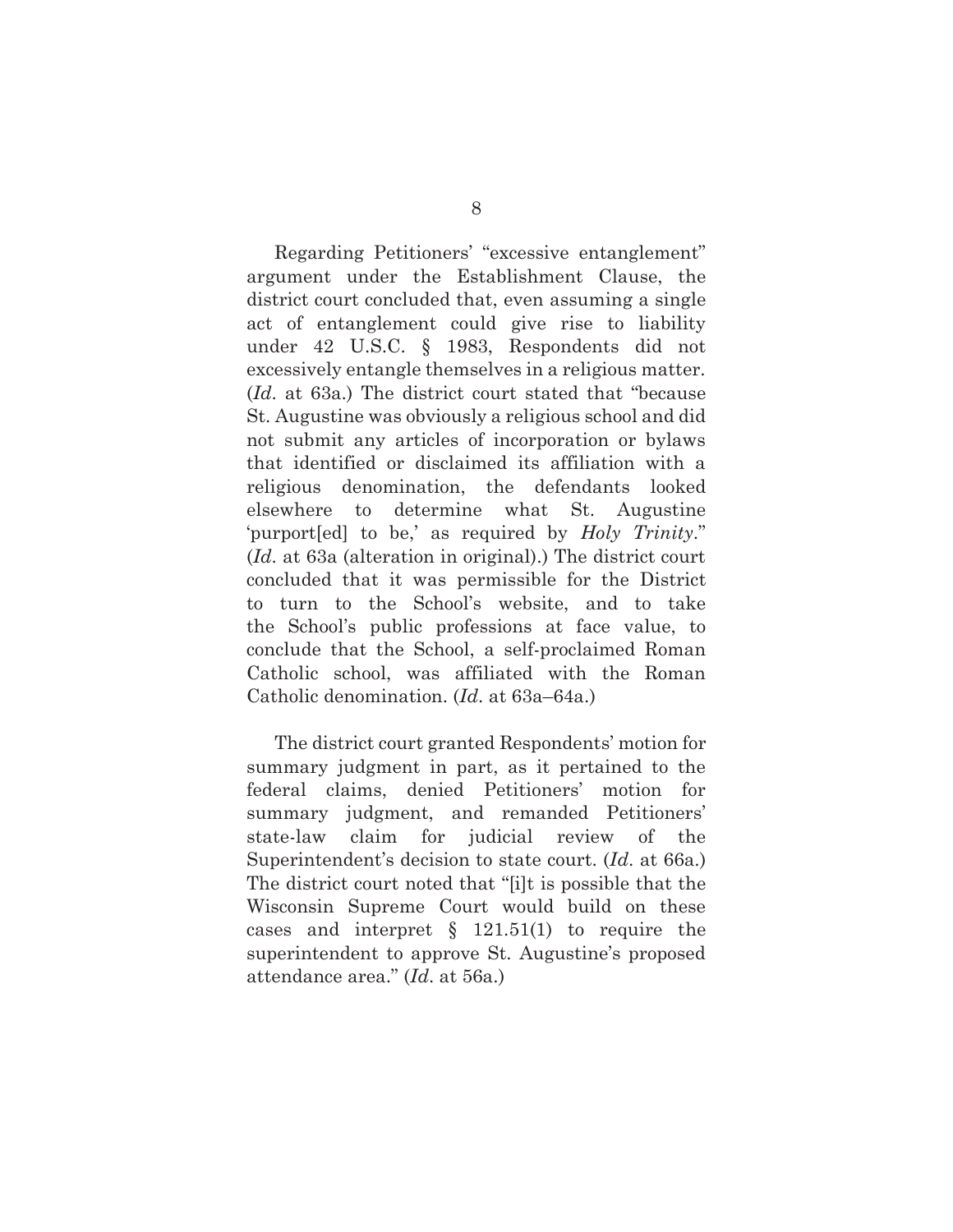Regarding Petitioners' "excessive entanglement" argument under the Establishment Clause, the district court concluded that, even assuming a single act of entanglement could give rise to liability under 42 U.S.C. § 1983, Respondents did not excessively entangle themselves in a religious matter. (*Id*. at 63a.) The district court stated that "because St. Augustine was obviously a religious school and did not submit any articles of incorporation or bylaws that identified or disclaimed its affiliation with a religious denomination, the defendants looked elsewhere to determine what St. Augustine 'purport[ed] to be,' as required by *Holy Trinity*." (*Id*. at 63a (alteration in original).) The district court concluded that it was permissible for the District to turn to the School's website, and to take the School's public professions at face value, to conclude that the School, a self-proclaimed Roman Catholic school, was affiliated with the Roman Catholic denomination. (*Id*. at 63a–64a.)

The district court granted Respondents' motion for summary judgment in part, as it pertained to the federal claims, denied Petitioners' motion for summary judgment, and remanded Petitioners' state-law claim for judicial review of the Superintendent's decision to state court. (*Id*. at 66a.) The district court noted that "[i]t is possible that the Wisconsin Supreme Court would build on these cases and interpret § 121.51(1) to require the superintendent to approve St. Augustine's proposed attendance area." (*Id*. at 56a.)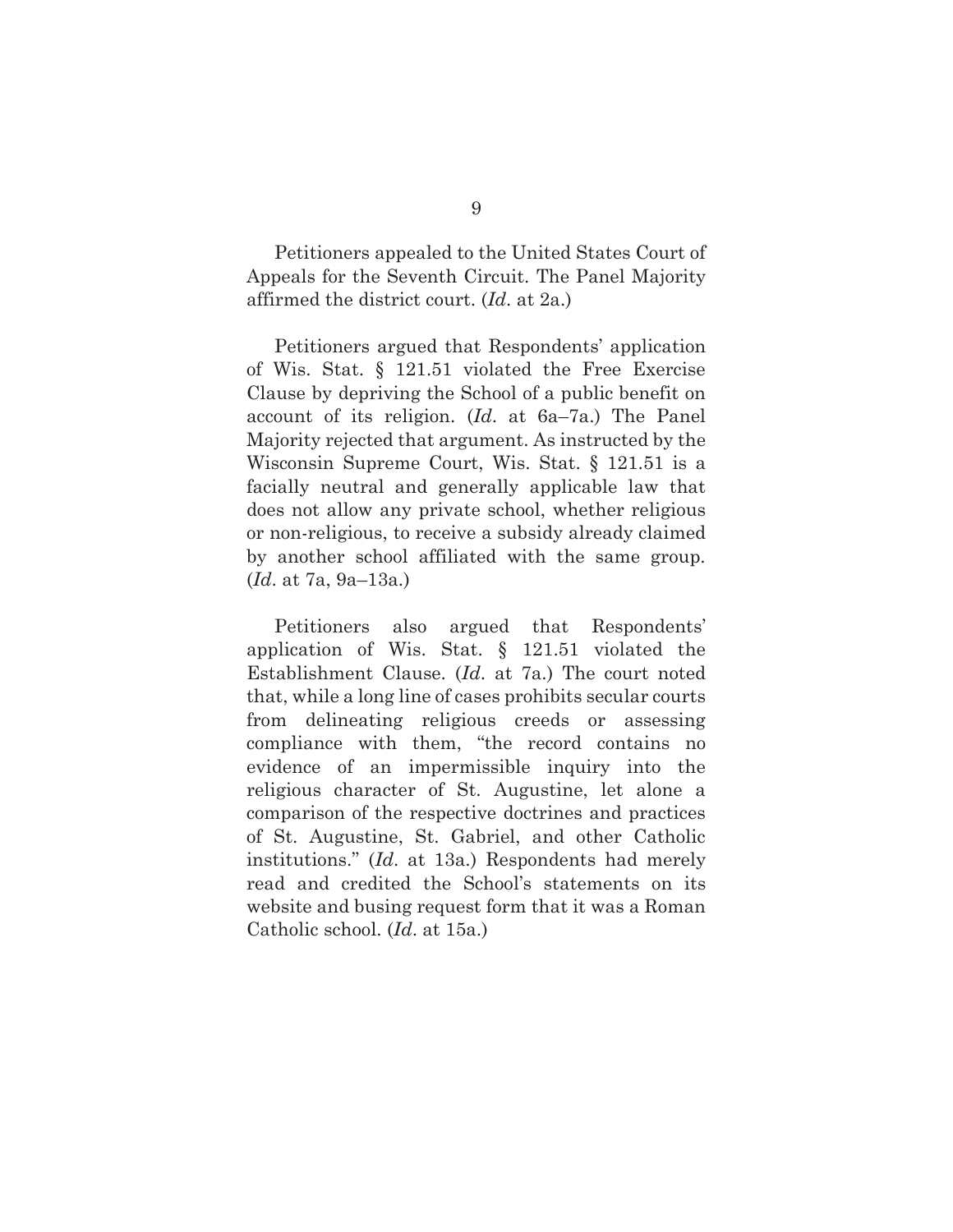Petitioners appealed to the United States Court of Appeals for the Seventh Circuit. The Panel Majority affirmed the district court. (*Id*. at 2a.)

Petitioners argued that Respondents' application of Wis. Stat. § 121.51 violated the Free Exercise Clause by depriving the School of a public benefit on account of its religion. (*Id*. at 6a–7a.) The Panel Majority rejected that argument. As instructed by the Wisconsin Supreme Court, Wis. Stat. § 121.51 is a facially neutral and generally applicable law that does not allow any private school, whether religious or non-religious, to receive a subsidy already claimed by another school affiliated with the same group. (*Id*. at 7a, 9a–13a.)

Petitioners also argued that Respondents' application of Wis. Stat. § 121.51 violated the Establishment Clause. (*Id*. at 7a.) The court noted that, while a long line of cases prohibits secular courts from delineating religious creeds or assessing compliance with them, "the record contains no evidence of an impermissible inquiry into the religious character of St. Augustine, let alone a comparison of the respective doctrines and practices of St. Augustine, St. Gabriel, and other Catholic institutions." (*Id*. at 13a.) Respondents had merely read and credited the School's statements on its website and busing request form that it was a Roman Catholic school. (*Id*. at 15a.)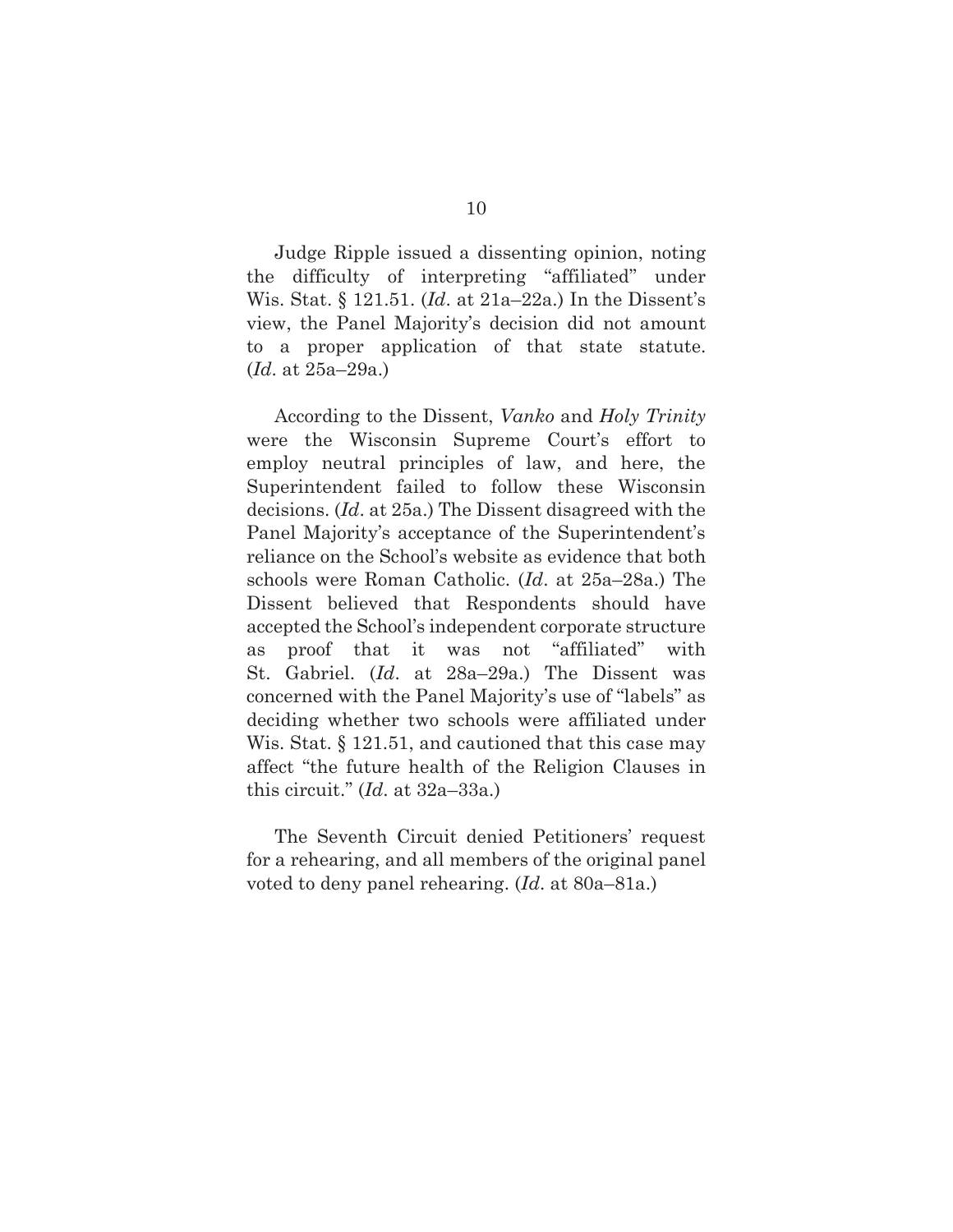Judge Ripple issued a dissenting opinion, noting the difficulty of interpreting "affiliated" under Wis. Stat. § 121.51. (*Id*. at 21a–22a.) In the Dissent's view, the Panel Majority's decision did not amount to a proper application of that state statute. (*Id*. at 25a–29a.)

According to the Dissent, *Vanko* and *Holy Trinity* were the Wisconsin Supreme Court's effort to employ neutral principles of law, and here, the Superintendent failed to follow these Wisconsin decisions. (*Id*. at 25a.) The Dissent disagreed with the Panel Majority's acceptance of the Superintendent's reliance on the School's website as evidence that both schools were Roman Catholic. (*Id*. at 25a–28a.) The Dissent believed that Respondents should have accepted the School's independent corporate structure as proof that it was not "affiliated" with St. Gabriel. (*Id*. at 28a–29a.) The Dissent was concerned with the Panel Majority's use of "labels" as deciding whether two schools were affiliated under Wis. Stat. § 121.51, and cautioned that this case may affect "the future health of the Religion Clauses in this circuit." (*Id*. at 32a–33a.)

The Seventh Circuit denied Petitioners' request for a rehearing, and all members of the original panel voted to deny panel rehearing. (*Id*. at 80a–81a.)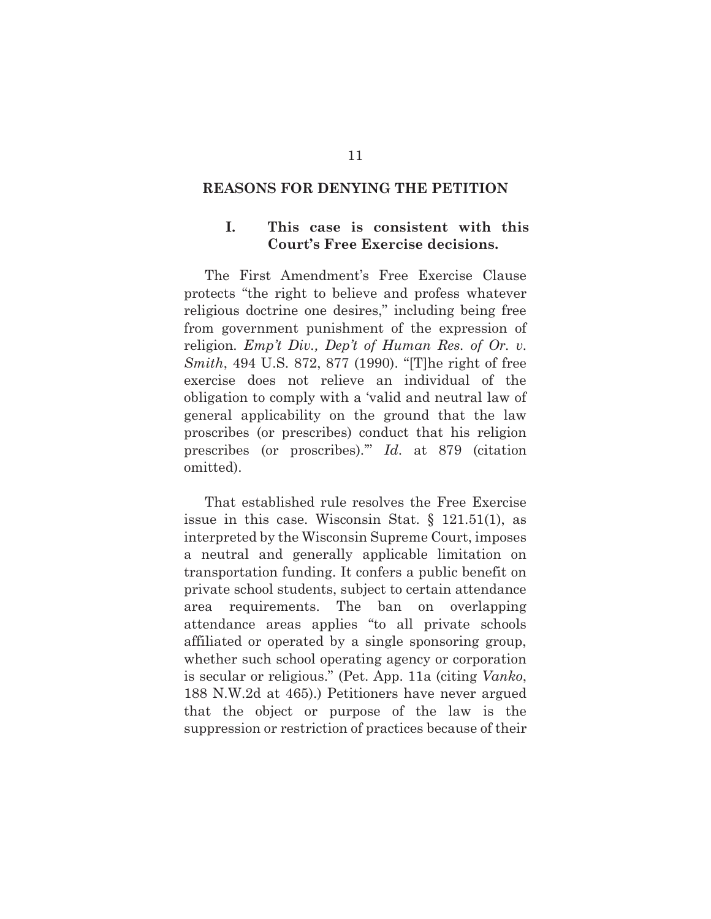## REASONS FOR DENYING THE PETITION

### I. This case is consistent with this Court's Free Exercise decisions.

The First Amendment's Free Exercise Clause protects "the right to believe and profess whatever religious doctrine one desires," including being free from government punishment of the expression of religion. *Emp't Div., Dep't of Human Res. of Or. v. Smith*, 494 U.S. 872, 877 (1990). "[T]he right of free exercise does not relieve an individual of the obligation to comply with a 'valid and neutral law of general applicability on the ground that the law proscribes (or prescribes) conduct that his religion prescribes (or proscribes).'" *Id.* at 879 (citation omitted).

That established rule resolves the Free Exercise issue in this case. Wisconsin Stat. § 121.51(1), as interpreted by the Wisconsin Supreme Court, imposes a neutral and generally applicable limitation on transportation funding. It confers a public benefit on private school students, subject to certain attendance area requirements. The ban on overlapping attendance areas applies "to all private schools affiliated or operated by a single sponsoring group, whether such school operating agency or corporation is secular or religious." (Pet. App. 11a (citing *Vanko*, 188 N.W.2d at 465).) Petitioners have never argued that the object or purpose of the law is the suppression or restriction of practices because of their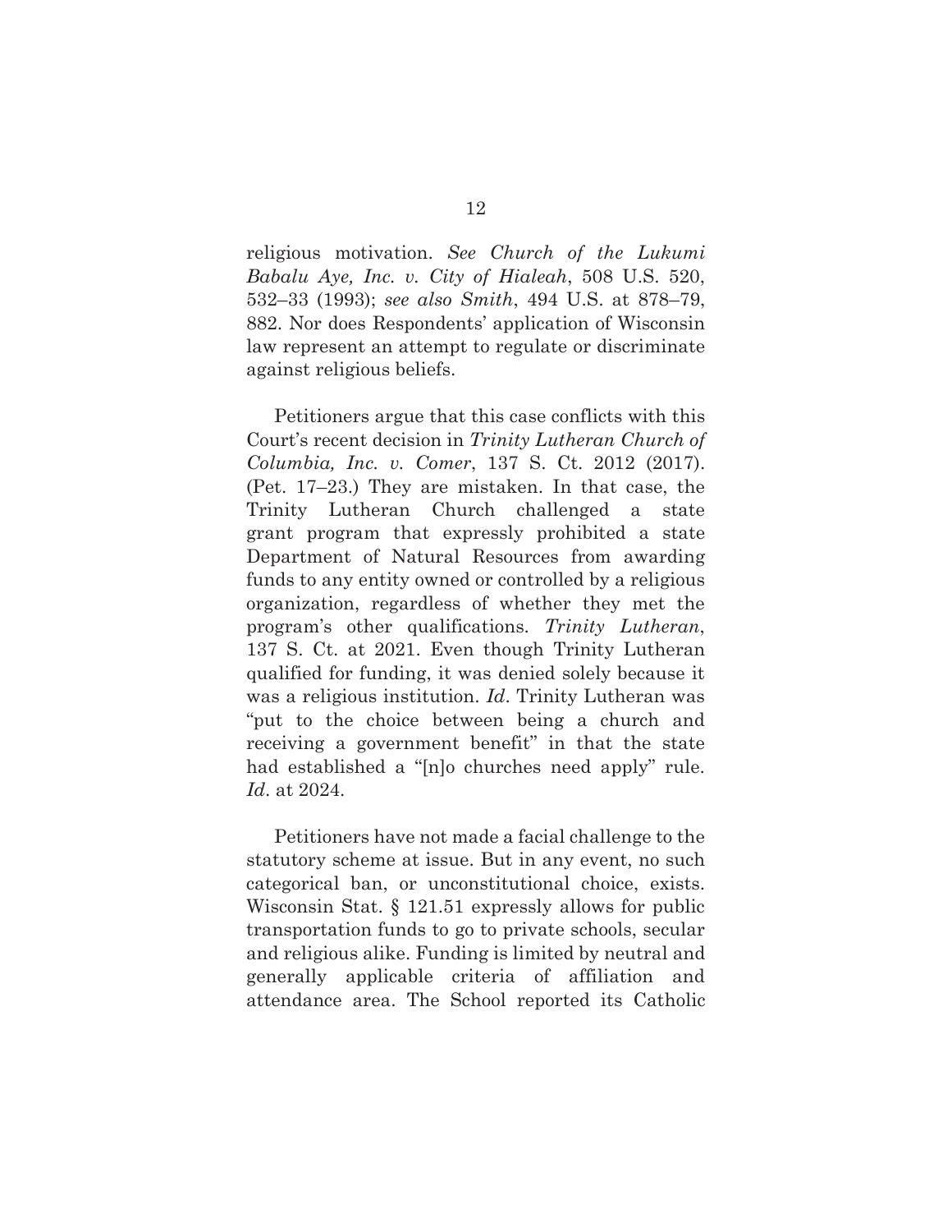religious motivation. *See Church of the Lukumi Babalu Aye, Inc. v. City of Hialeah*, 508 U.S. 520, 532–33 (1993); *see also Smith*, 494 U.S. at 878–79, 882. Nor does Respondents' application of Wisconsin law represent an attempt to regulate or discriminate against religious beliefs.

Petitioners argue that this case conflicts with this Court's recent decision in *Trinity Lutheran Church of Columbia, Inc. v. Comer*, 137 S. Ct. 2012 (2017). (Pet. 17–23.) They are mistaken. In that case, the Trinity Lutheran Church challenged a state grant program that expressly prohibited a state Department of Natural Resources from awarding funds to any entity owned or controlled by a religious organization, regardless of whether they met the program's other qualifications. *Trinity Lutheran*, 137 S. Ct. at 2021. Even though Trinity Lutheran qualified for funding, it was denied solely because it was a religious institution. *Id*. Trinity Lutheran was "put to the choice between being a church and receiving a government benefit" in that the state had established a "[n]o churches need apply" rule. *Id*. at 2024.

Petitioners have not made a facial challenge to the statutory scheme at issue. But in any event, no such categorical ban, or unconstitutional choice, exists. Wisconsin Stat. § 121.51 expressly allows for public transportation funds to go to private schools, secular and religious alike. Funding is limited by neutral and generally applicable criteria of affiliation and attendance area. The School reported its Catholic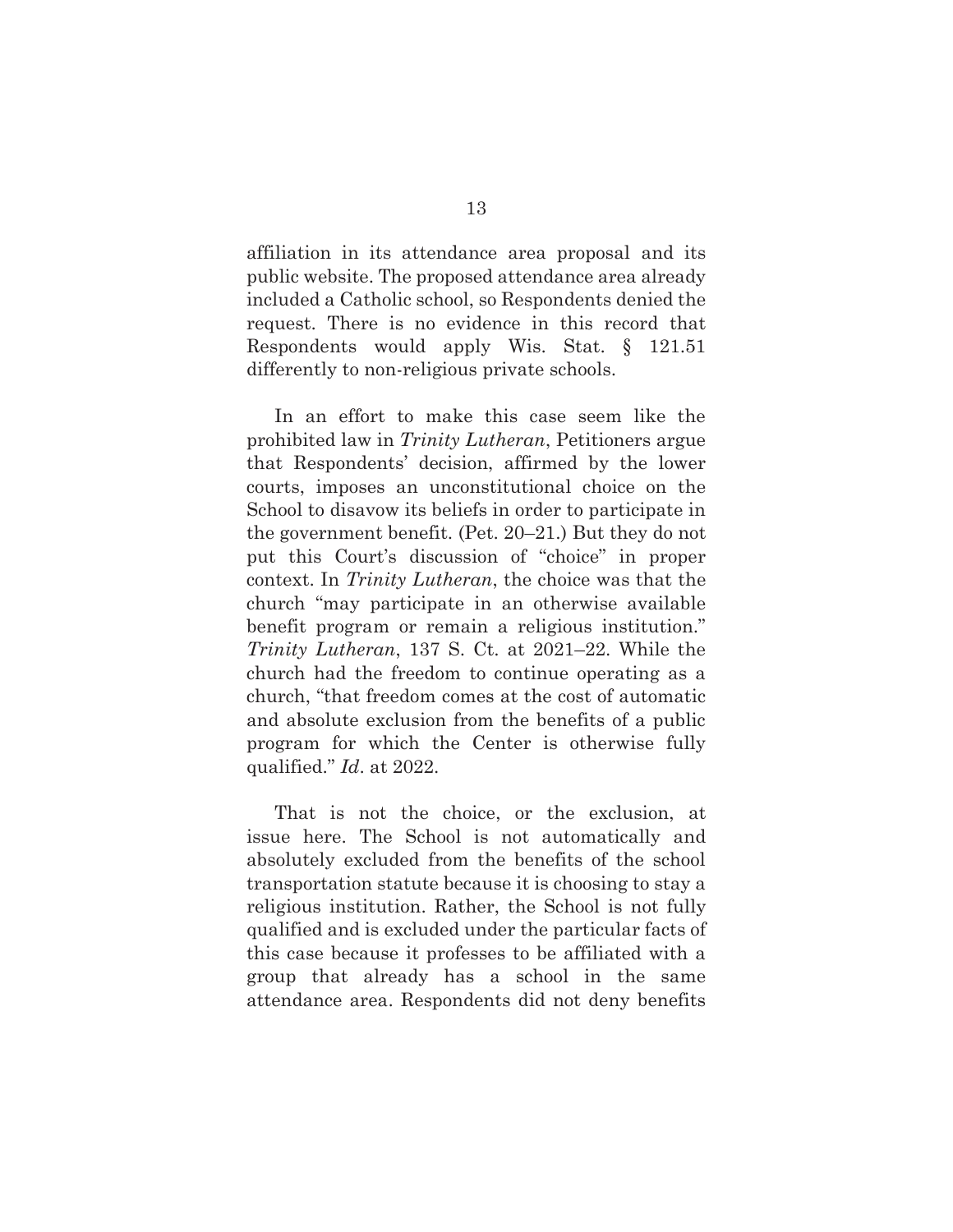affiliation in its attendance area proposal and its public website. The proposed attendance area already included a Catholic school, so Respondents denied the request. There is no evidence in this record that Respondents would apply Wis. Stat. § 121.51 differently to non-religious private schools.

In an effort to make this case seem like the prohibited law in *Trinity Lutheran*, Petitioners argue that Respondents' decision, affirmed by the lower courts, imposes an unconstitutional choice on the School to disavow its beliefs in order to participate in the government benefit. (Pet. 20–21.) But they do not put this Court's discussion of "choice" in proper context. In *Trinity Lutheran*, the choice was that the church "may participate in an otherwise available benefit program or remain a religious institution." *Trinity Lutheran*, 137 S. Ct. at 2021–22. While the church had the freedom to continue operating as a church, "that freedom comes at the cost of automatic and absolute exclusion from the benefits of a public program for which the Center is otherwise fully qualified." *Id*. at 2022.

That is not the choice, or the exclusion, at issue here. The School is not automatically and absolutely excluded from the benefits of the school transportation statute because it is choosing to stay a religious institution. Rather, the School is not fully qualified and is excluded under the particular facts of this case because it professes to be affiliated with a group that already has a school in the same attendance area. Respondents did not deny benefits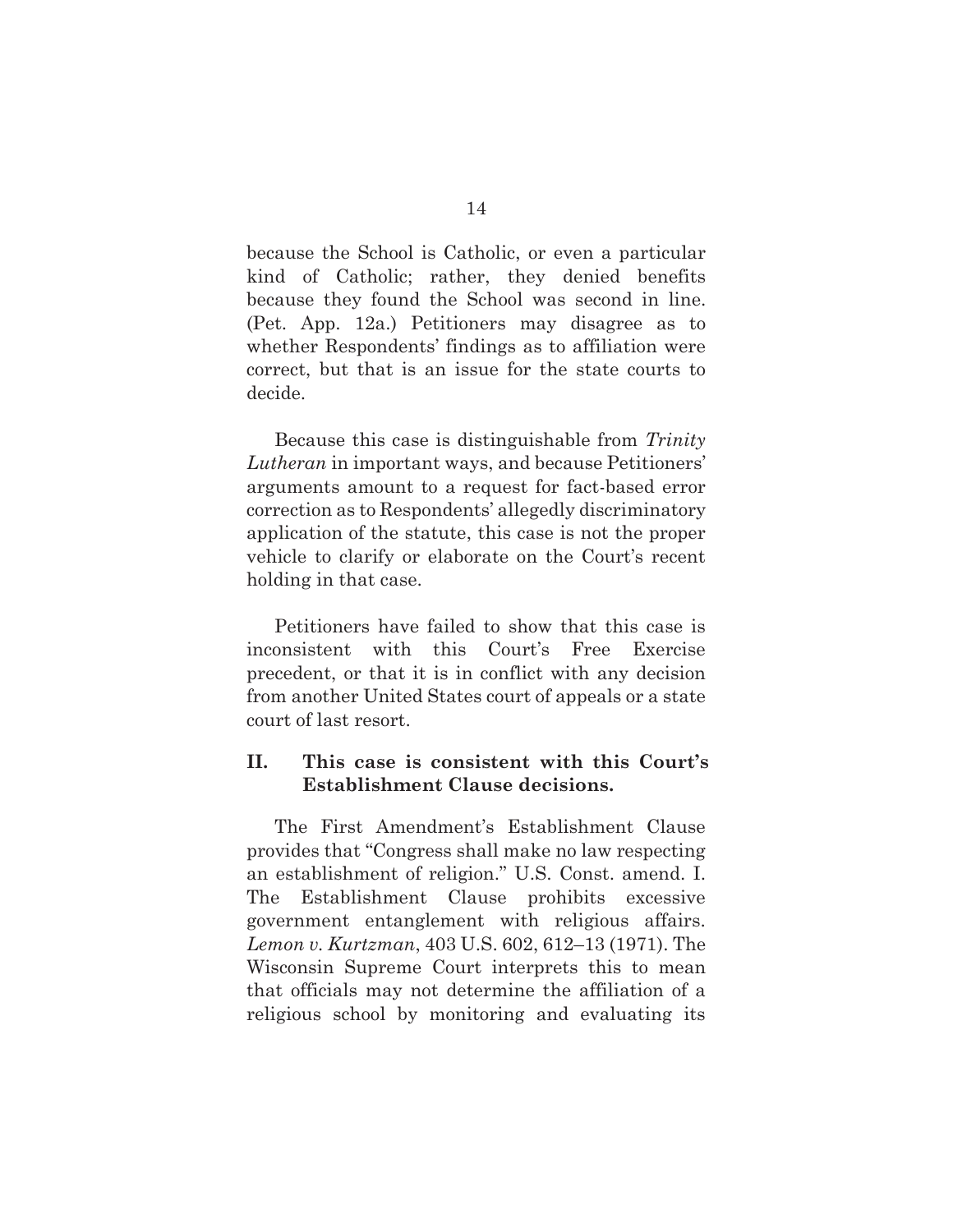because the School is Catholic, or even a particular kind of Catholic; rather, they denied benefits because they found the School was second in line. (Pet. App. 12a.) Petitioners may disagree as to whether Respondents' findings as to affiliation were correct, but that is an issue for the state courts to decide.

Because this case is distinguishable from *Trinity Lutheran* in important ways, and because Petitioners' arguments amount to a request for fact-based error correction as to Respondents' allegedly discriminatory application of the statute, this case is not the proper vehicle to clarify or elaborate on the Court's recent holding in that case.

Petitioners have failed to show that this case is inconsistent with this Court's Free Exercise precedent, or that it is in conflict with any decision from another United States court of appeals or a state court of last resort.

## II. This case is consistent with this Court's Establishment Clause decisions.

The First Amendment's Establishment Clause provides that "Congress shall make no law respecting an establishment of religion." U.S. Const. amend. I. The Establishment Clause prohibits excessive government entanglement with religious affairs. *Lemon v. Kurtzman*, 403 U.S. 602, 612–13 (1971). The Wisconsin Supreme Court interprets this to mean that officials may not determine the affiliation of a religious school by monitoring and evaluating its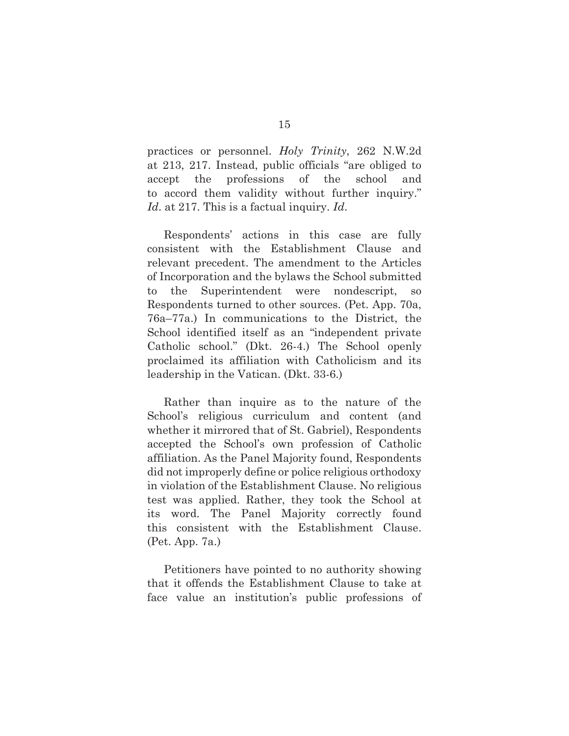practices or personnel. *Holy Trinity*, 262 N.W.2d at 213, 217. Instead, public officials "are obliged to accept the professions of the school and to accord them validity without further inquiry." *Id*. at 217. This is a factual inquiry. *Id*.

Respondents' actions in this case are fully consistent with the Establishment Clause and relevant precedent. The amendment to the Articles of Incorporation and the bylaws the School submitted to the Superintendent were nondescript, so Respondents turned to other sources. (Pet. App. 70a, 76a–77a.) In communications to the District, the School identified itself as an "independent private Catholic school." (Dkt. 26-4.) The School openly proclaimed its affiliation with Catholicism and its leadership in the Vatican. (Dkt. 33-6.)

Rather than inquire as to the nature of the School's religious curriculum and content (and whether it mirrored that of St. Gabriel), Respondents accepted the School's own profession of Catholic affiliation. As the Panel Majority found, Respondents did not improperly define or police religious orthodoxy in violation of the Establishment Clause. No religious test was applied. Rather, they took the School at its word. The Panel Majority correctly found this consistent with the Establishment Clause. (Pet. App. 7a.)

Petitioners have pointed to no authority showing that it offends the Establishment Clause to take at face value an institution's public professions of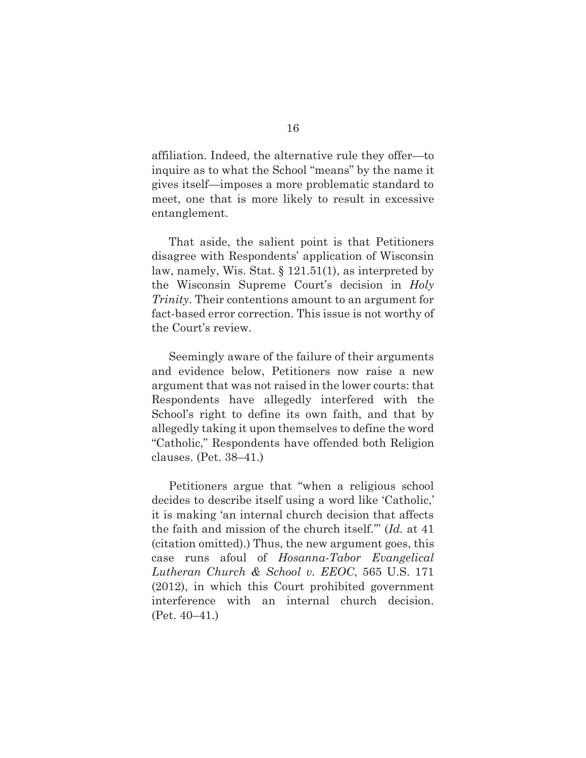affiliation. Indeed, the alternative rule they offer—to inquire as to what the School "means" by the name it gives itself—imposes a more problematic standard to meet, one that is more likely to result in excessive entanglement.

That aside, the salient point is that Petitioners disagree with Respondents' application of Wisconsin law, namely, Wis. Stat. § 121.51(1), as interpreted by the Wisconsin Supreme Court's decision in *Holy Trinity*. Their contentions amount to an argument for fact-based error correction. This issue is not worthy of the Court's review.

Seemingly aware of the failure of their arguments and evidence below, Petitioners now raise a new argument that was not raised in the lower courts: that Respondents have allegedly interfered with the School's right to define its own faith, and that by allegedly taking it upon themselves to define the word "Catholic," Respondents have offended both Religion clauses. (Pet. 38–41.)

Petitioners argue that "when a religious school decides to describe itself using a word like 'Catholic,' it is making 'an internal church decision that affects the faith and mission of the church itself.'" (*Id.* at 41 (citation omitted).) Thus, the new argument goes, this case runs afoul of *Hosanna-Tabor Evangelical Lutheran Church & School v. EEOC*, 565 U.S. 171 (2012), in which this Court prohibited government interference with an internal church decision. (Pet. 40–41.)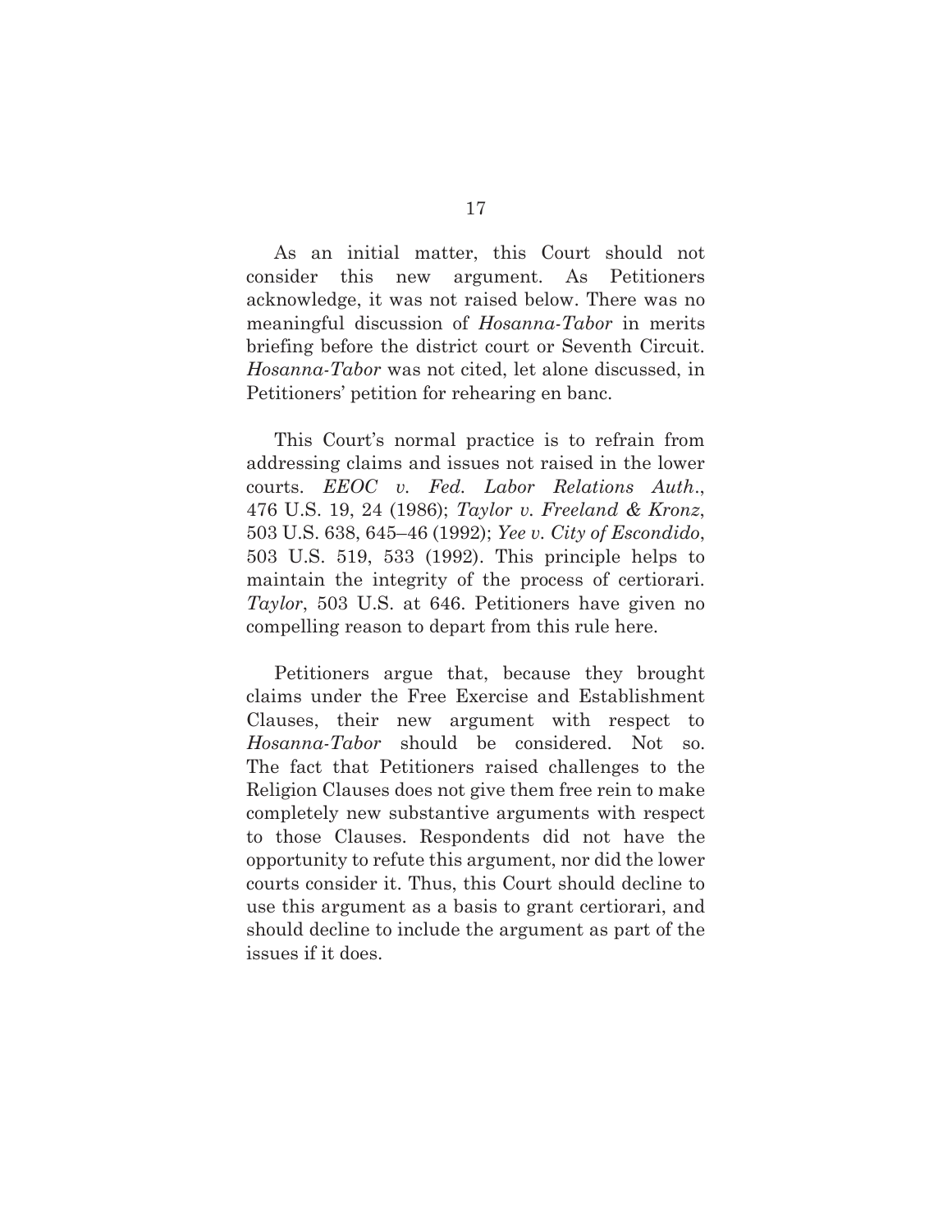As an initial matter, this Court should not consider this new argument. As Petitioners acknowledge, it was not raised below. There was no meaningful discussion of *Hosanna-Tabor* in merits briefing before the district court or Seventh Circuit. *Hosanna-Tabor* was not cited, let alone discussed, in Petitioners' petition for rehearing en banc.

This Court's normal practice is to refrain from addressing claims and issues not raised in the lower courts. *EEOC v. Fed. Labor Relations Auth.*, 476 U.S. 19, 24 (1986); *Taylor v. Freeland & Kronz*, 503 U.S. 638, 645–46 (1992); *Yee v. City of Escondido*, 503 U.S. 519, 533 (1992). This principle helps to maintain the integrity of the process of certiorari. *Taylor*, 503 U.S. at 646. Petitioners have given no compelling reason to depart from this rule here.

Petitioners argue that, because they brought claims under the Free Exercise and Establishment Clauses, their new argument with respect to *Hosanna-Tabor* should be considered. Not so. The fact that Petitioners raised challenges to the Religion Clauses does not give them free rein to make completely new substantive arguments with respect to those Clauses. Respondents did not have the opportunity to refute this argument, nor did the lower courts consider it. Thus, this Court should decline to use this argument as a basis to grant certiorari, and should decline to include the argument as part of the issues if it does.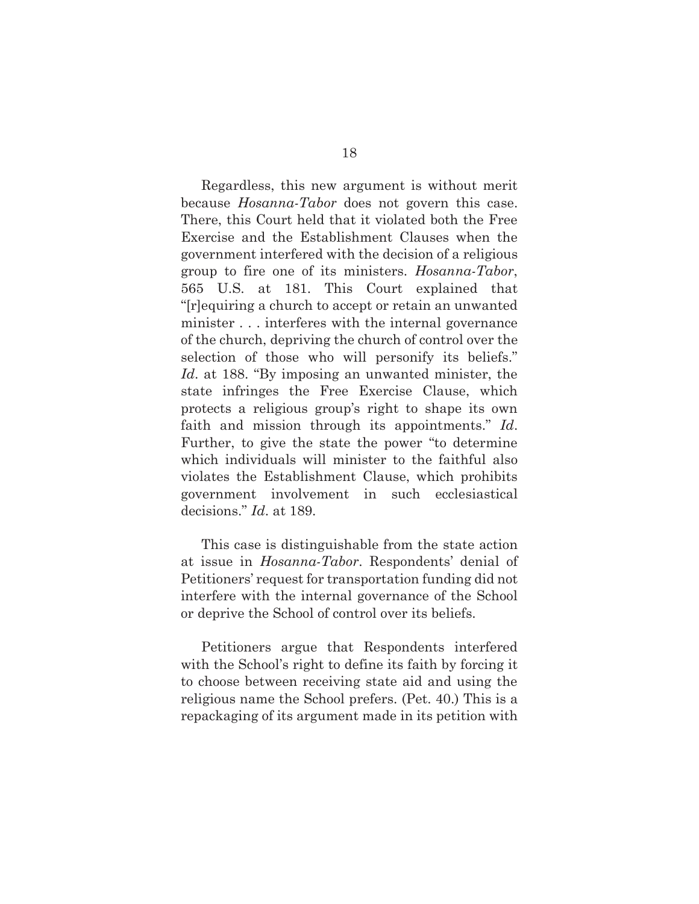Regardless, this new argument is without merit because *Hosanna-Tabor* does not govern this case. There, this Court held that it violated both the Free Exercise and the Establishment Clauses when the government interfered with the decision of a religious group to fire one of its ministers. *Hosanna-Tabor*, 565 U.S. at 181. This Court explained that "[r]equiring a church to accept or retain an unwanted minister . . . interferes with the internal governance of the church, depriving the church of control over the selection of those who will personify its beliefs." *Id*. at 188. "By imposing an unwanted minister, the state infringes the Free Exercise Clause, which protects a religious group's right to shape its own faith and mission through its appointments." *Id*. Further, to give the state the power "to determine which individuals will minister to the faithful also violates the Establishment Clause, which prohibits government involvement in such ecclesiastical decisions." *Id*. at 189.

This case is distinguishable from the state action at issue in *Hosanna-Tabor*. Respondents' denial of Petitioners' request for transportation funding did not interfere with the internal governance of the School or deprive the School of control over its beliefs.

Petitioners argue that Respondents interfered with the School's right to define its faith by forcing it to choose between receiving state aid and using the religious name the School prefers. (Pet. 40.) This is a repackaging of its argument made in its petition with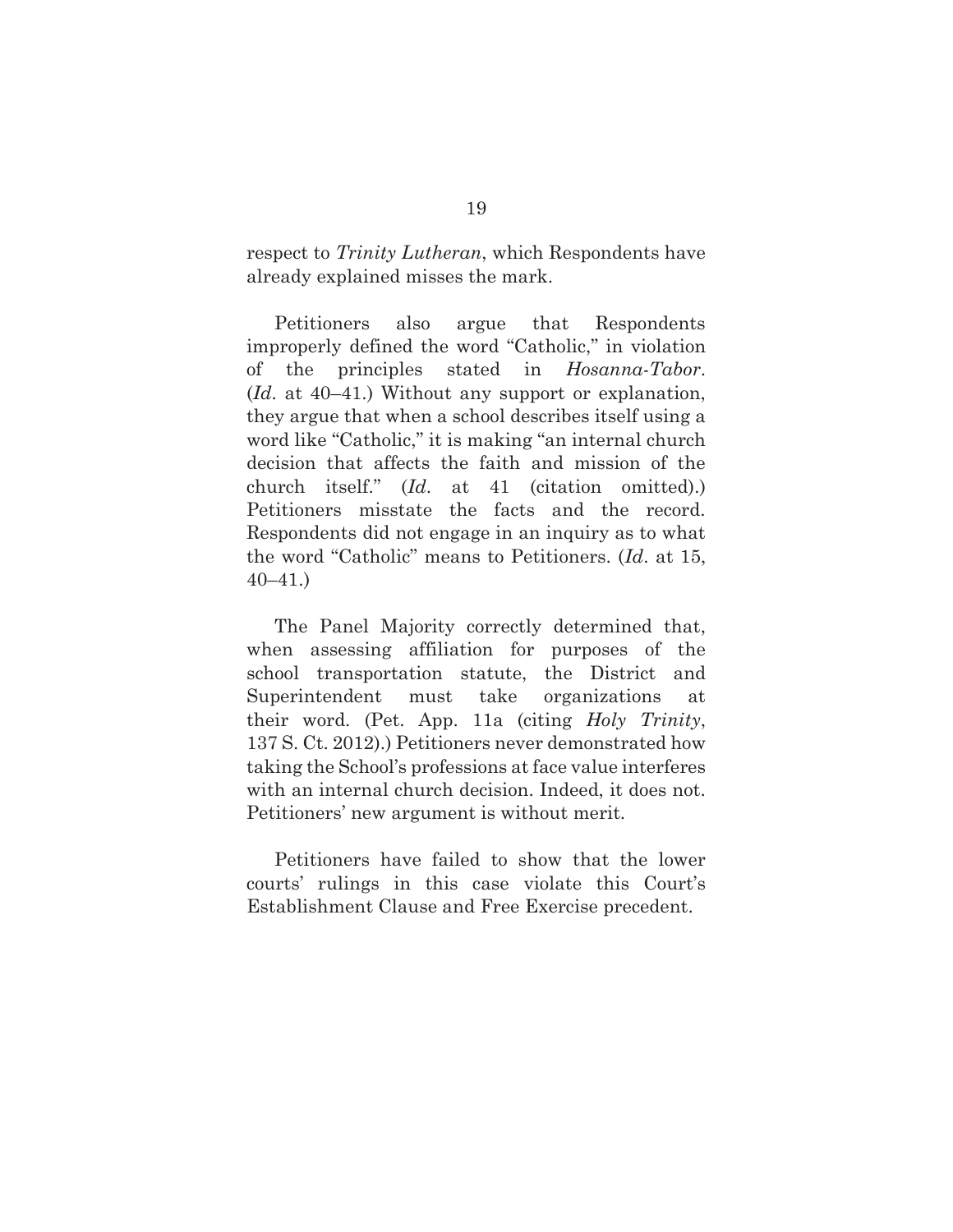respect to *Trinity Lutheran*, which Respondents have already explained misses the mark.

Petitioners also argue that Respondents improperly defined the word "Catholic," in violation of the principles stated in *Hosanna-Tabor*. (*Id*. at 40–41.) Without any support or explanation, they argue that when a school describes itself using a word like "Catholic," it is making "an internal church decision that affects the faith and mission of the church itself." (*Id*. at 41 (citation omitted).) Petitioners misstate the facts and the record. Respondents did not engage in an inquiry as to what the word "Catholic" means to Petitioners. (*Id*. at 15, 40–41.)

The Panel Majority correctly determined that, when assessing affiliation for purposes of the school transportation statute, the District and Superintendent must take organizations at their word. (Pet. App. 11a (citing *Holy Trinity*, 137 S. Ct. 2012).) Petitioners never demonstrated how taking the School's professions at face value interferes with an internal church decision. Indeed, it does not. Petitioners' new argument is without merit.

Petitioners have failed to show that the lower courts' rulings in this case violate this Court's Establishment Clause and Free Exercise precedent.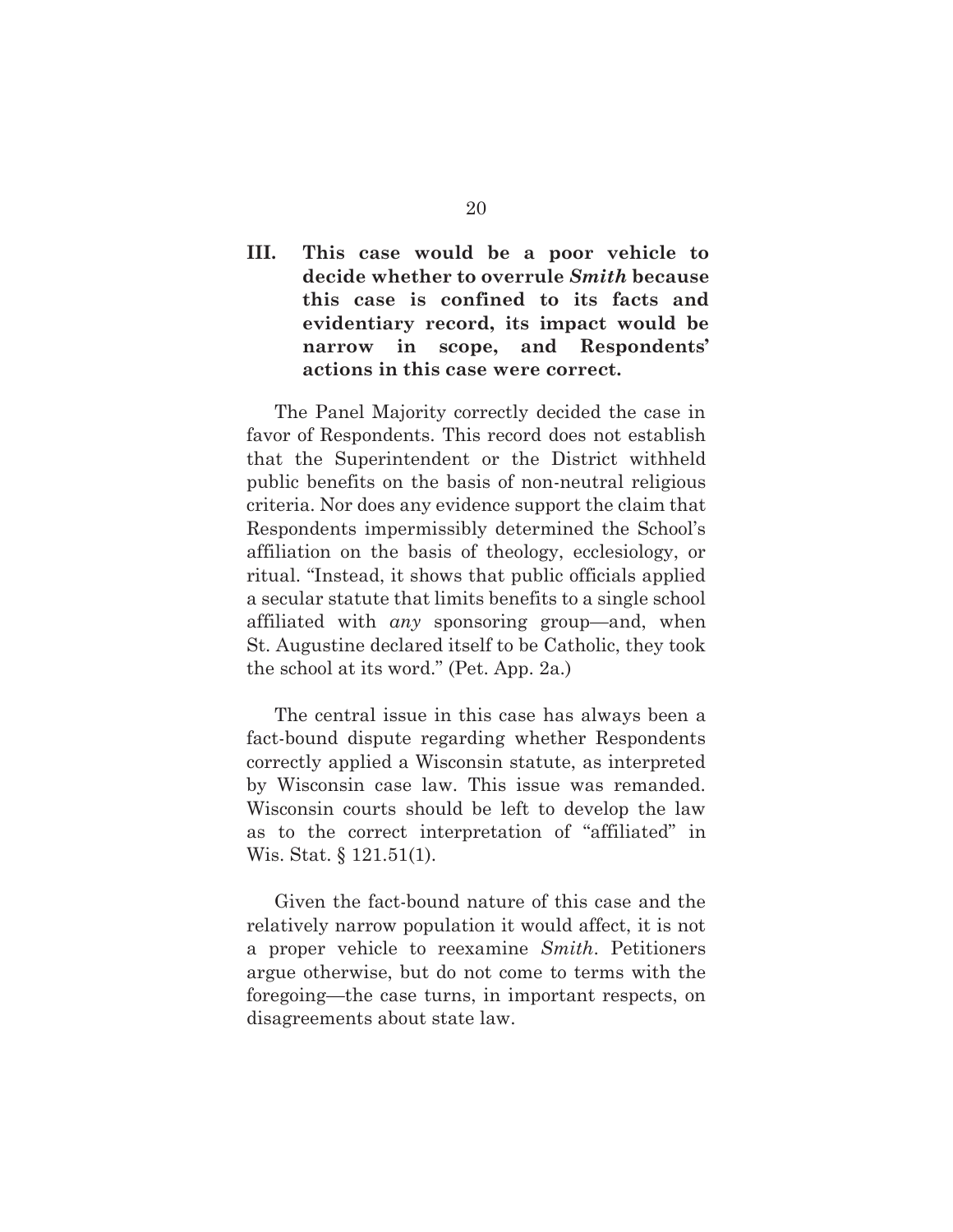## III. This case would be a poor vehicle to decide whether to overrule *Smith* because this case is confined to its facts and evidentiary record, its impact would be narrow in scope, and Respondents' actions in this case were correct.

The Panel Majority correctly decided the case in favor of Respondents. This record does not establish that the Superintendent or the District withheld public benefits on the basis of non-neutral religious criteria. Nor does any evidence support the claim that Respondents impermissibly determined the School's affiliation on the basis of theology, ecclesiology, or ritual. "Instead, it shows that public officials applied a secular statute that limits benefits to a single school affiliated with *any* sponsoring group—and, when St. Augustine declared itself to be Catholic, they took the school at its word." (Pet. App. 2a.)

The central issue in this case has always been a fact-bound dispute regarding whether Respondents correctly applied a Wisconsin statute, as interpreted by Wisconsin case law. This issue was remanded. Wisconsin courts should be left to develop the law as to the correct interpretation of "affiliated" in Wis. Stat. § 121.51(1).

Given the fact-bound nature of this case and the relatively narrow population it would affect, it is not a proper vehicle to reexamine *Smith*. Petitioners argue otherwise, but do not come to terms with the foregoing—the case turns, in important respects, on disagreements about state law.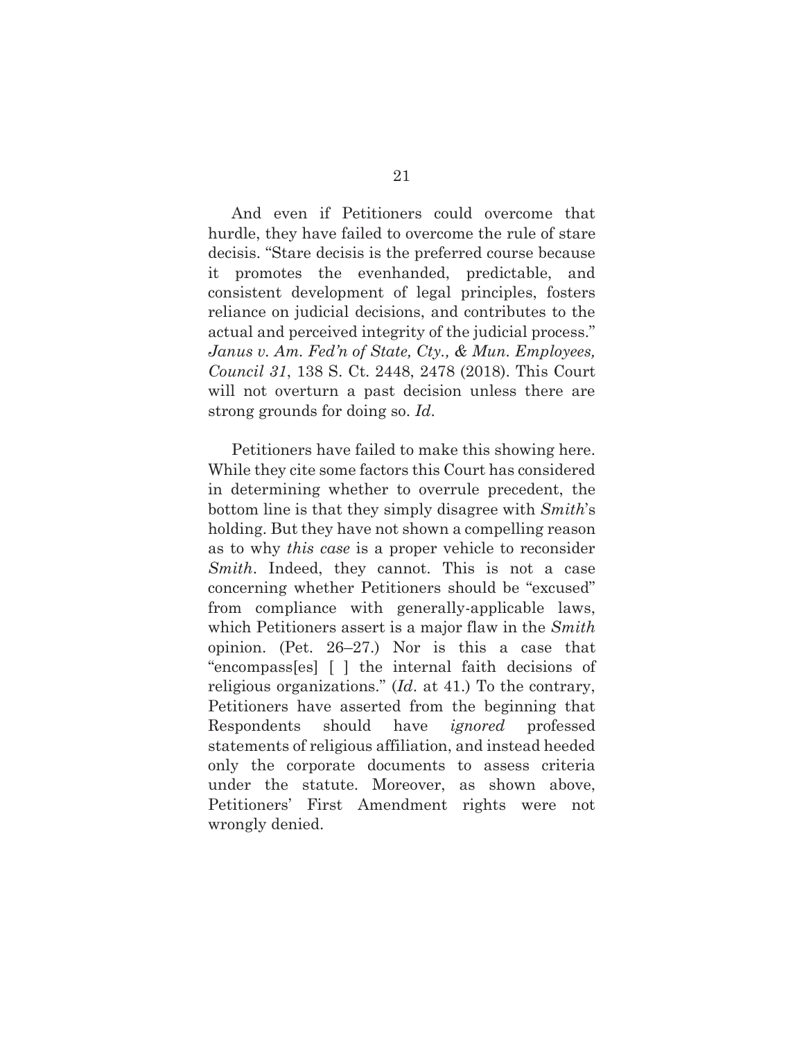And even if Petitioners could overcome that hurdle, they have failed to overcome the rule of stare decisis. "Stare decisis is the preferred course because it promotes the evenhanded, predictable, and consistent development of legal principles, fosters reliance on judicial decisions, and contributes to the actual and perceived integrity of the judicial process." *Janus v. Am. Fed'n of State, Cty., & Mun. Employees, Council 31*, 138 S. Ct. 2448, 2478 (2018). This Court will not overturn a past decision unless there are strong grounds for doing so. *Id*.

Petitioners have failed to make this showing here. While they cite some factors this Court has considered in determining whether to overrule precedent, the bottom line is that they simply disagree with *Smith*'s holding. But they have not shown a compelling reason as to why *this case* is a proper vehicle to reconsider *Smith*. Indeed, they cannot. This is not a case concerning whether Petitioners should be "excused" from compliance with generally-applicable laws, which Petitioners assert is a major flaw in the *Smith* opinion. (Pet. 26–27.) Nor is this a case that "encompass[es] [ ] the internal faith decisions of religious organizations." (*Id*. at 41.) To the contrary, Petitioners have asserted from the beginning that Respondents should have *ignored* professed statements of religious affiliation, and instead heeded only the corporate documents to assess criteria under the statute. Moreover, as shown above, Petitioners' First Amendment rights were not wrongly denied.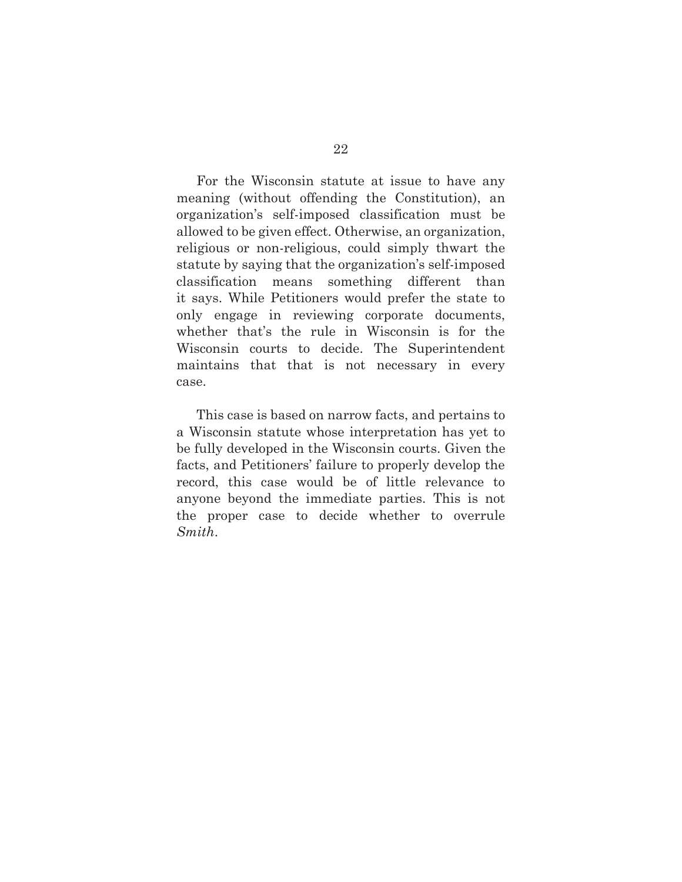For the Wisconsin statute at issue to have any meaning (without offending the Constitution), an organization's self-imposed classification must be allowed to be given effect. Otherwise, an organization, religious or non-religious, could simply thwart the statute by saying that the organization's self-imposed classification means something different than it says. While Petitioners would prefer the state to only engage in reviewing corporate documents, whether that's the rule in Wisconsin is for the Wisconsin courts to decide. The Superintendent maintains that that is not necessary in every case.

This case is based on narrow facts, and pertains to a Wisconsin statute whose interpretation has yet to be fully developed in the Wisconsin courts. Given the facts, and Petitioners' failure to properly develop the record, this case would be of little relevance to anyone beyond the immediate parties. This is not the proper case to decide whether to overrule *Smith*.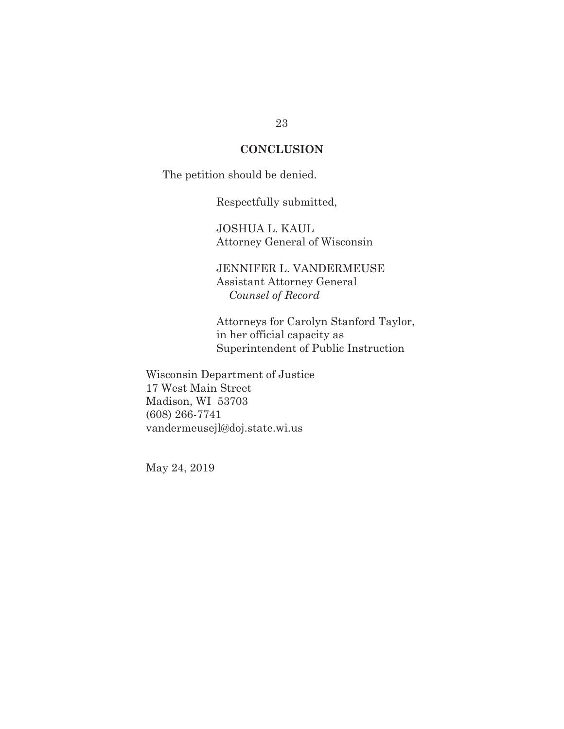## CONCLUSION

The petition should be denied.

Respectfully submitted,

JOSHUA L. KAUL
Attorney General of Wisconsin

JENNIFER L. VANDERMEUSE
Assistant Attorney General
*Counsel of Record*

Attorneys for Carolyn Stanford Taylor,
in her official capacity as
Superintendent of Public Instruction

Wisconsin Department of Justice
17 West Main Street
Madison, WI 53703
(608) 266-7741
vandermeusejl@doj.state.wi.us

May 24, 2019